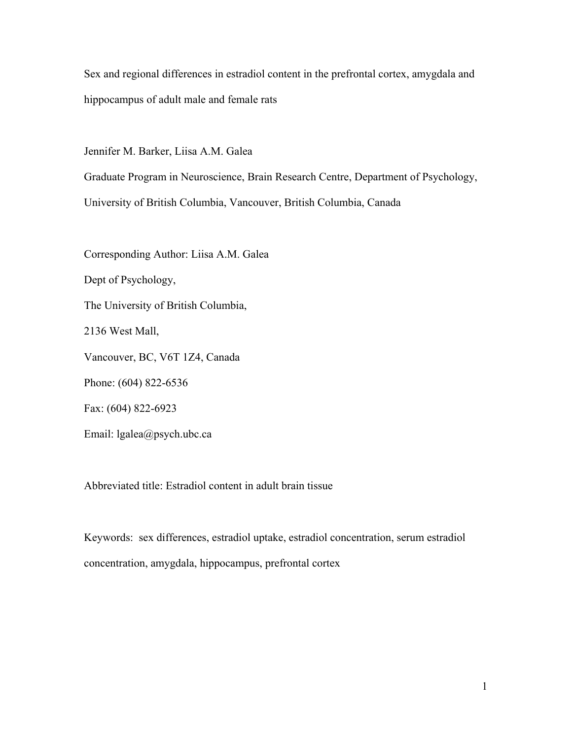# Sex and regional differences in estradiol content in the prefrontal cortex, amygdala and hippocampus of adult male and female rats

Jennifer M. Barker, Liisa A.M. Galea

Graduate Program in Neuroscience, Brain Research Centre, Department of Psychology, University of British Columbia, Vancouver, British Columbia, Canada

Corresponding Author: Liisa A.M. Galea

Dept of Psychology,

The University of British Columbia,

2136 West Mall,

Vancouver, BC, V6T 1Z4, Canada

Phone: (604) 822-6536

Fax: (604) 822-6923

Email: lgalea@psych.ubc.ca

Abbreviated title: Estradiol content in adult brain tissue

Keywords: sex differences, estradiol uptake, estradiol concentration, serum estradiol concentration, amygdala, hippocampus, prefrontal cortex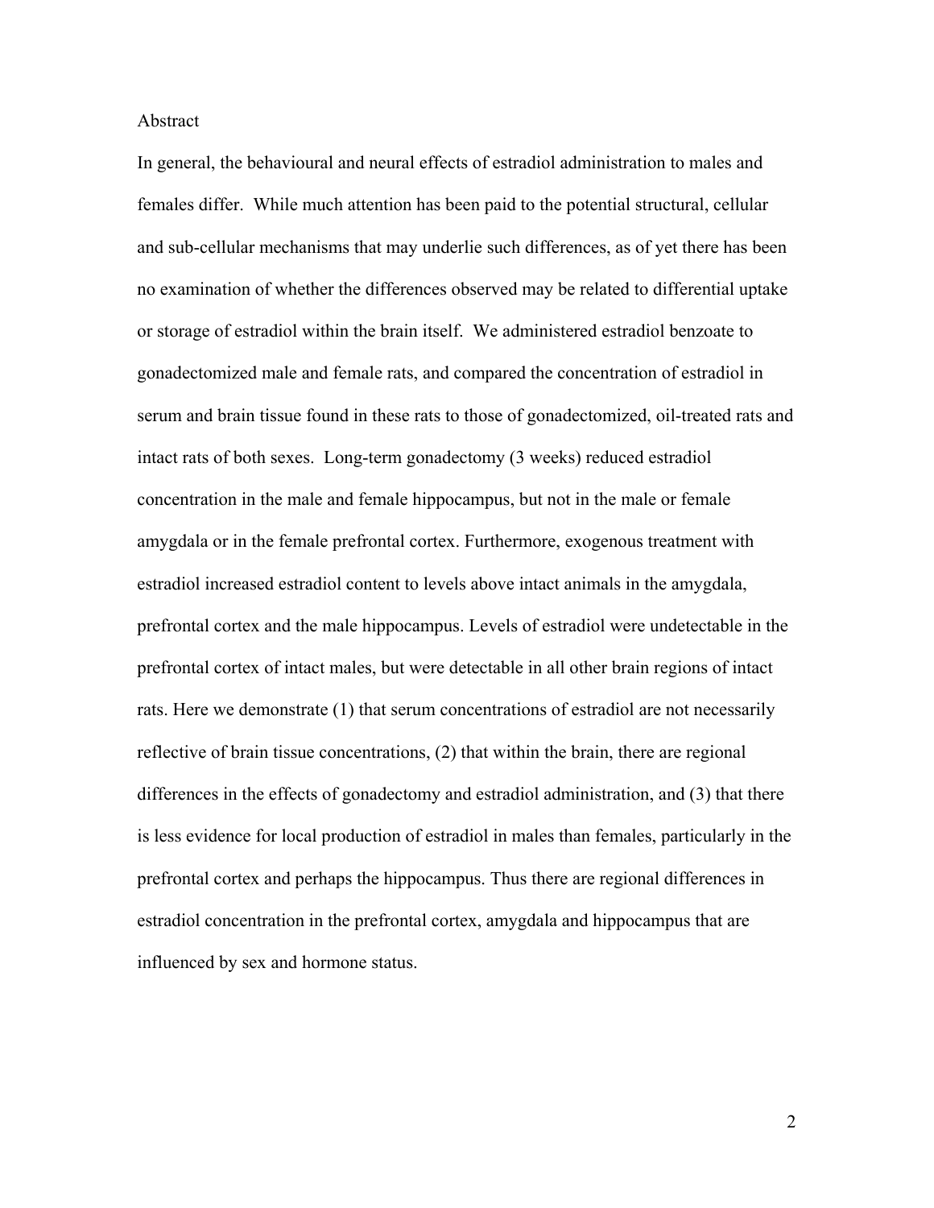# Abstract

In general, the behavioural and neural effects of estradiol administration to males and females differ. While much attention has been paid to the potential structural, cellular and sub-cellular mechanisms that may underlie such differences, as of yet there has been no examination of whether the differences observed may be related to differential uptake or storage of estradiol within the brain itself. We administered estradiol benzoate to gonadectomized male and female rats, and compared the concentration of estradiol in serum and brain tissue found in these rats to those of gonadectomized, oil-treated rats and intact rats of both sexes. Long-term gonadectomy (3 weeks) reduced estradiol concentration in the male and female hippocampus, but not in the male or female amygdala or in the female prefrontal cortex. Furthermore, exogenous treatment with estradiol increased estradiol content to levels above intact animals in the amygdala, prefrontal cortex and the male hippocampus. Levels of estradiol were undetectable in the prefrontal cortex of intact males, but were detectable in all other brain regions of intact rats. Here we demonstrate (1) that serum concentrations of estradiol are not necessarily reflective of brain tissue concentrations, (2) that within the brain, there are regional differences in the effects of gonadectomy and estradiol administration, and (3) that there is less evidence for local production of estradiol in males than females, particularly in the prefrontal cortex and perhaps the hippocampus. Thus there are regional differences in estradiol concentration in the prefrontal cortex, amygdala and hippocampus that are influenced by sex and hormone status.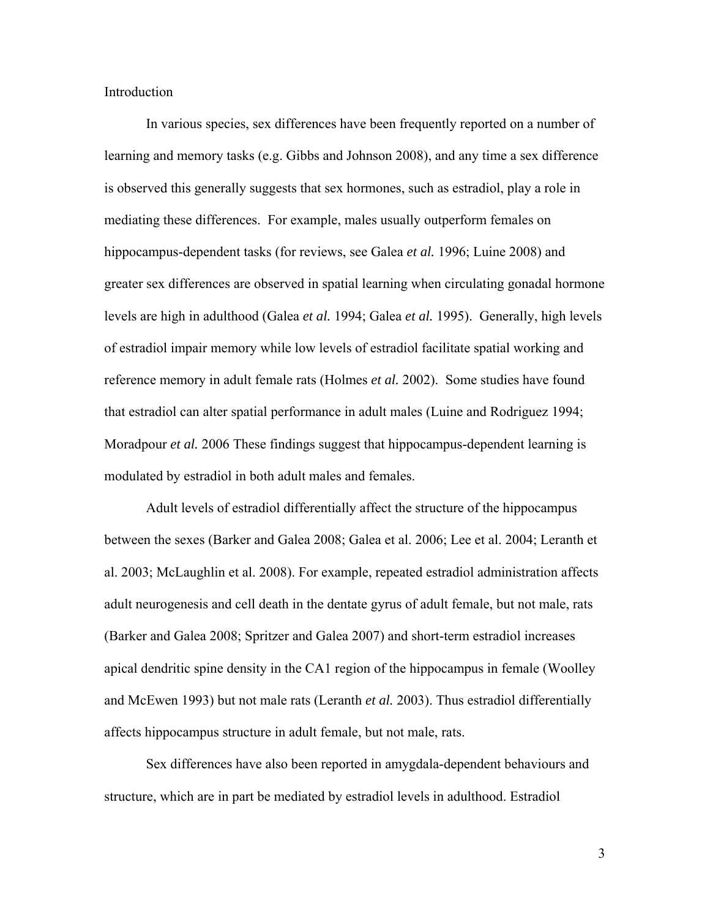Introduction

In various species, sex differences have been frequently reported on a number of learning and memory tasks (e.g. Gibbs and Johnson 2008), and any time a sex difference is observed this generally suggests that sex hormones, such as estradiol, play a role in mediating these differences. For example, males usually outperform females on hippocampus-dependent tasks (for reviews, see Galea *et al.* 1996; Luine 2008) and greater sex differences are observed in spatial learning when circulating gonadal hormone levels are high in adulthood (Galea *et al.* 1994; Galea *et al.* 1995). Generally, high levels of estradiol impair memory while low levels of estradiol facilitate spatial working and reference memory in adult female rats (Holmes *et al.* 2002). Some studies have found that estradiol can alter spatial performance in adult males (Luine and Rodriguez 1994; Moradpour *et al.* 2006 These findings suggest that hippocampus-dependent learning is modulated by estradiol in both adult males and females.

Adult levels of estradiol differentially affect the structure of the hippocampus between the sexes (Barker and Galea 2008; Galea et al. 2006; Lee et al. 2004; Leranth et al. 2003; McLaughlin et al. 2008). For example, repeated estradiol administration affects adult neurogenesis and cell death in the dentate gyrus of adult female, but not male, rats (Barker and Galea 2008; Spritzer and Galea 2007) and short-term estradiol increases apical dendritic spine density in the CA1 region of the hippocampus in female (Woolley and McEwen 1993) but not male rats (Leranth *et al.* 2003). Thus estradiol differentially affects hippocampus structure in adult female, but not male, rats.

Sex differences have also been reported in amygdala-dependent behaviours and structure, which are in part be mediated by estradiol levels in adulthood. Estradiol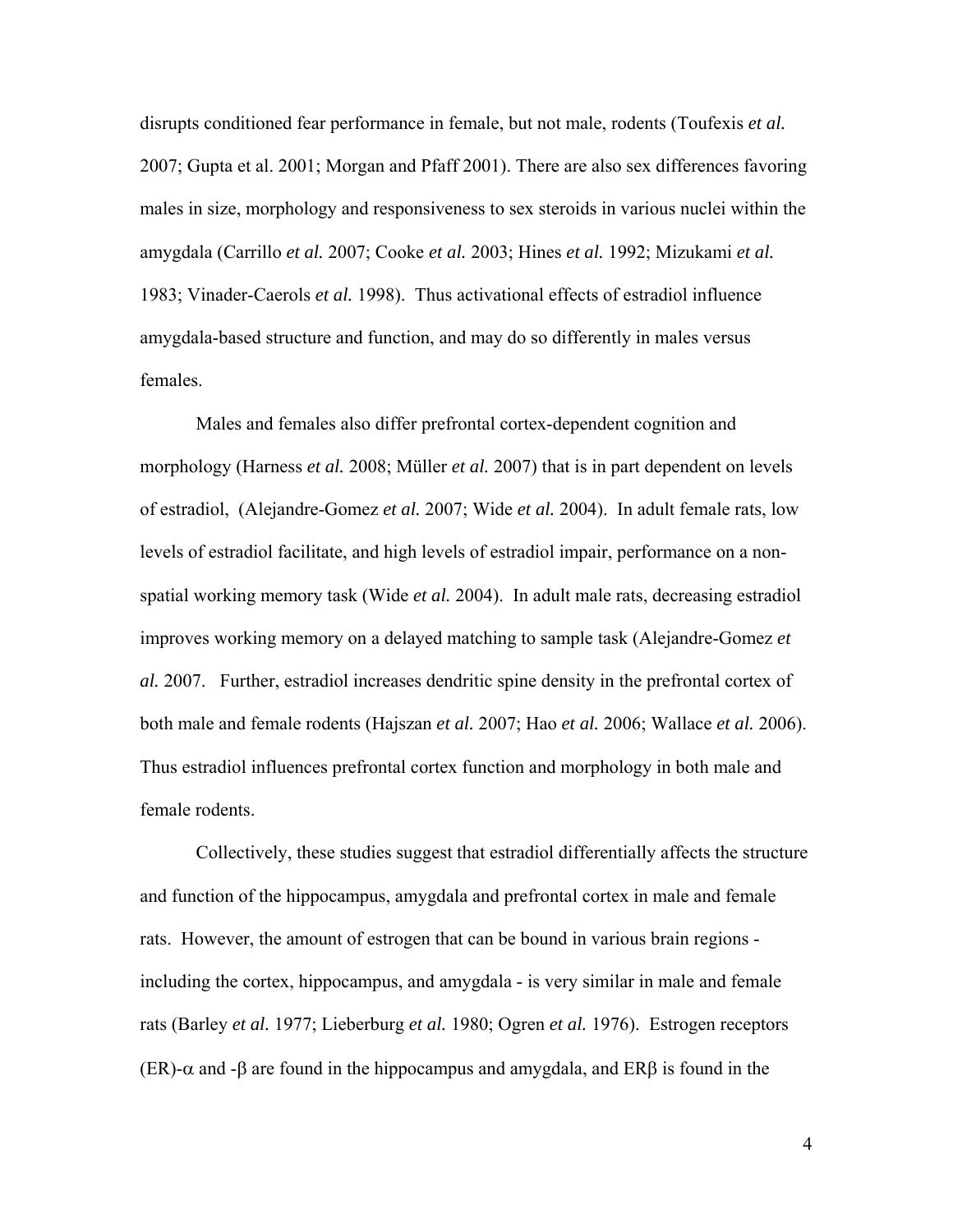disrupts conditioned fear performance in female, but not male, rodents (Toufexis *et al.* 2007; Gupta et al. 2001; Morgan and Pfaff 2001). There are also sex differences favoring males in size, morphology and responsiveness to sex steroids in various nuclei within the amygdala (Carrillo *et al.* 2007; Cooke *et al.* 2003; Hines *et al.* 1992; Mizukami *et al.* 1983; Vinader-Caerols *et al.* 1998). Thus activational effects of estradiol influence amygdala-based structure and function, and may do so differently in males versus females.

Males and females also differ prefrontal cortex-dependent cognition and morphology (Harness *et al.* 2008; Müller *et al.* 2007) that is in part dependent on levels of estradiol, (Alejandre-Gomez *et al.* 2007; Wide *et al.* 2004). In adult female rats, low levels of estradiol facilitate, and high levels of estradiol impair, performance on a non-spatial working memory task (Wide *et al.* 2004). In adult male rats, decreasing estradiol improves working memory on a delayed matching to sample task (Alejandre-Gomez *et al.* 2007. Further, estradiol increases dendritic spine density in the prefrontal cortex of both male and female rodents (Hajszan *et al.* 2007; Hao *et al.* 2006; Wallace *et al.* 2006). Thus estradiol influences prefrontal cortex function and morphology in both male and female rodents.

Collectively, these studies suggest that estradiol differentially affects the structure and function of the hippocampus, amygdala and prefrontal cortex in male and female rats. However, the amount of estrogen that can be bound in various brain regions - including the cortex, hippocampus, and amygdala - is very similar in male and female rats (Barley *et al.* 1977; Lieberburg *et al.* 1980; Ogren *et al.* 1976). Estrogen receptors (ER)-$\alpha$ and -$\beta$ are found in the hippocampus and amygdala, and ER$\beta$ is found in the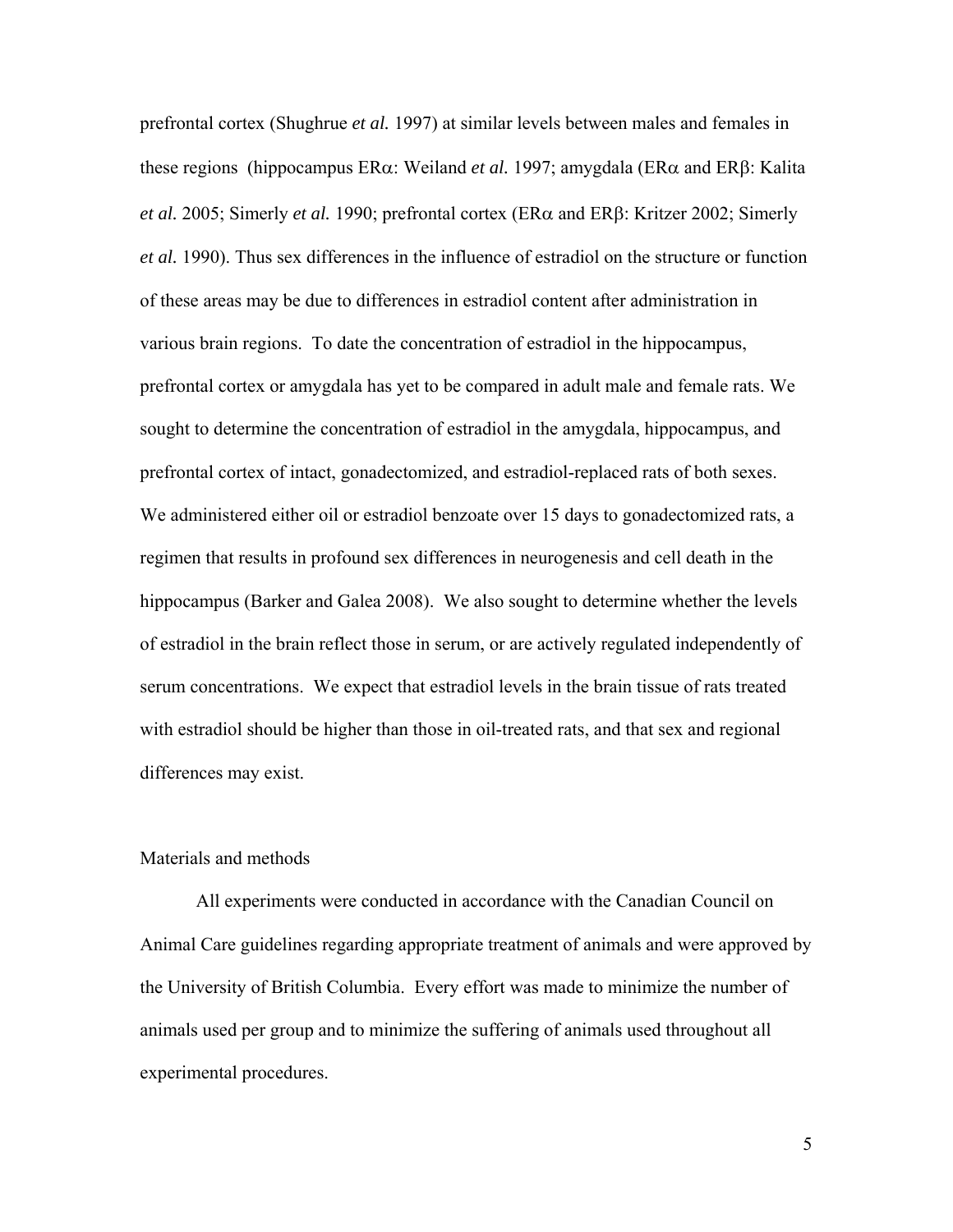prefrontal cortex (Shughrue *et al.* 1997) at similar levels between males and females in these regions (hippocampus ERα: Weiland *et al.* 1997; amygdala (ERα and ERβ: Kalita *et al.* 2005; Simerly *et al.* 1990; prefrontal cortex (ERα and ERβ: Kritzer 2002; Simerly *et al.* 1990). Thus sex differences in the influence of estradiol on the structure or function of these areas may be due to differences in estradiol content after administration in various brain regions. To date the concentration of estradiol in the hippocampus, prefrontal cortex or amygdala has yet to be compared in adult male and female rats. We sought to determine the concentration of estradiol in the amygdala, hippocampus, and prefrontal cortex of intact, gonadectomized, and estradiol-replaced rats of both sexes. We administered either oil or estradiol benzoate over 15 days to gonadectomized rats, a regimen that results in profound sex differences in neurogenesis and cell death in the hippocampus (Barker and Galea 2008). We also sought to determine whether the levels of estradiol in the brain reflect those in serum, or are actively regulated independently of serum concentrations. We expect that estradiol levels in the brain tissue of rats treated with estradiol should be higher than those in oil-treated rats, and that sex and regional differences may exist.

## Materials and methods

All experiments were conducted in accordance with the Canadian Council on Animal Care guidelines regarding appropriate treatment of animals and were approved by the University of British Columbia. Every effort was made to minimize the number of animals used per group and to minimize the suffering of animals used throughout all experimental procedures.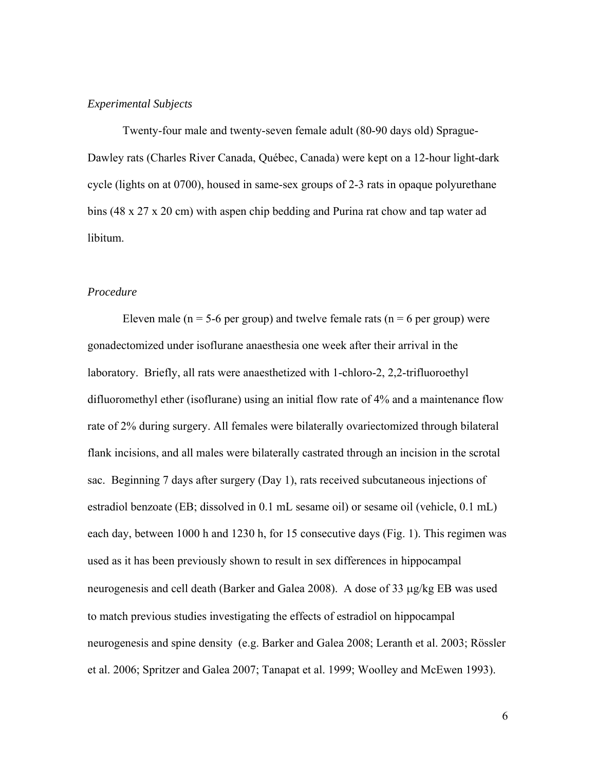*Experimental Subjects*

Twenty-four male and twenty-seven female adult (80-90 days old) Sprague-Dawley rats (Charles River Canada, Québec, Canada) were kept on a 12-hour light-dark cycle (lights on at 0700), housed in same-sex groups of 2-3 rats in opaque polyurethane bins (48 x 27 x 20 cm) with aspen chip bedding and Purina rat chow and tap water ad libitum.

*Procedure*

Eleven male (n = 5-6 per group) and twelve female rats (n = 6 per group) were gonadectomized under isoflurane anaesthesia one week after their arrival in the laboratory. Briefly, all rats were anaesthetized with 1-chloro-2, 2,2-trifluoroethyl difluoromethyl ether (isoflurane) using an initial flow rate of 4% and a maintenance flow rate of 2% during surgery. All females were bilaterally ovariectomized through bilateral flank incisions, and all males were bilaterally castrated through an incision in the scrotal sac. Beginning 7 days after surgery (Day 1), rats received subcutaneous injections of estradiol benzoate (EB; dissolved in 0.1 mL sesame oil) or sesame oil (vehicle, 0.1 mL) each day, between 1000 h and 1230 h, for 15 consecutive days (Fig. 1). This regimen was used as it has been previously shown to result in sex differences in hippocampal neurogenesis and cell death (Barker and Galea 2008). A dose of 33 μg/kg EB was used to match previous studies investigating the effects of estradiol on hippocampal neurogenesis and spine density (e.g. Barker and Galea 2008; Leranth et al. 2003; Rössler et al. 2006; Spritzer and Galea 2007; Tanapat et al. 1999; Woolley and McEwen 1993).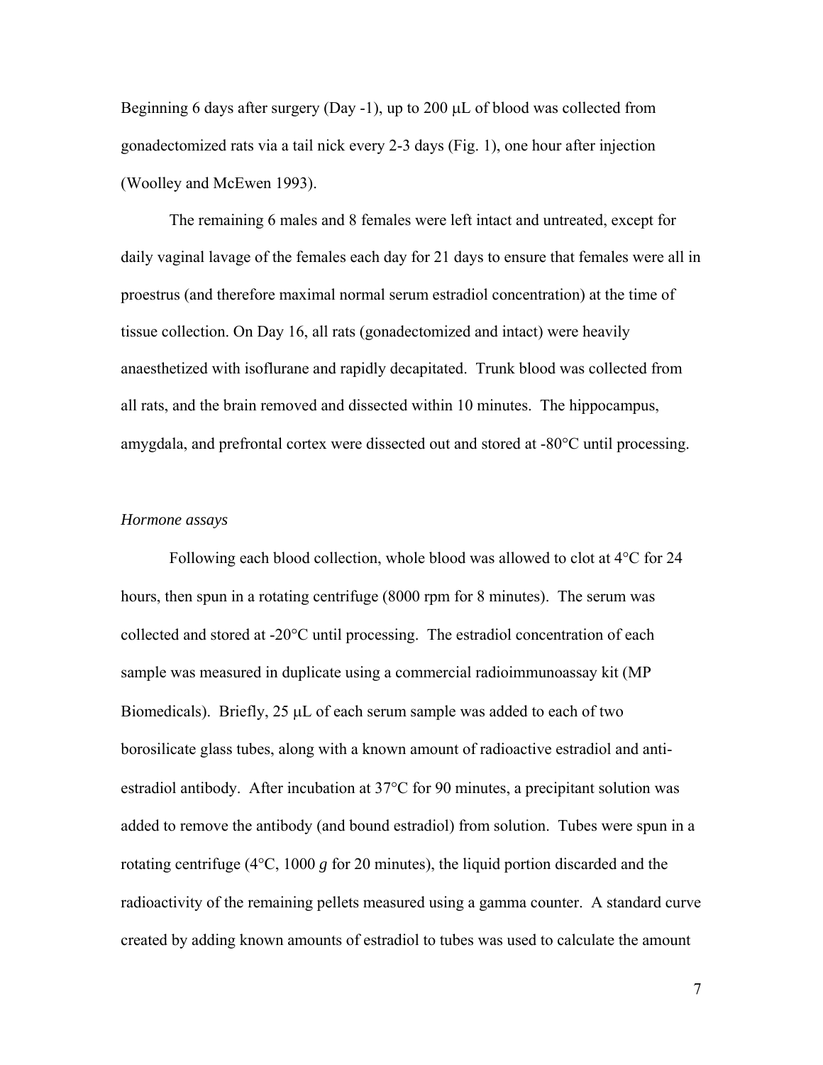Beginning 6 days after surgery (Day -1), up to 200 μL of blood was collected from gonadectomized rats via a tail nick every 2-3 days (Fig. 1), one hour after injection (Woolley and McEwen 1993).

The remaining 6 males and 8 females were left intact and untreated, except for daily vaginal lavage of the females each day for 21 days to ensure that females were all in proestrus (and therefore maximal normal serum estradiol concentration) at the time of tissue collection. On Day 16, all rats (gonadectomized and intact) were heavily anaesthetized with isoflurane and rapidly decapitated. Trunk blood was collected from all rats, and the brain removed and dissected within 10 minutes. The hippocampus, amygdala, and prefrontal cortex were dissected out and stored at -80°C until processing.

*Hormone assays*

Following each blood collection, whole blood was allowed to clot at 4°C for 24 hours, then spun in a rotating centrifuge (8000 rpm for 8 minutes). The serum was collected and stored at -20°C until processing. The estradiol concentration of each sample was measured in duplicate using a commercial radioimmunoassay kit (MP Biomedicals). Briefly, 25 μL of each serum sample was added to each of two borosilicate glass tubes, along with a known amount of radioactive estradiol and anti-estradiol antibody. After incubation at 37°C for 90 minutes, a precipitant solution was added to remove the antibody (and bound estradiol) from solution. Tubes were spun in a rotating centrifuge (4°C, 1000 *g* for 20 minutes), the liquid portion discarded and the radioactivity of the remaining pellets measured using a gamma counter. A standard curve created by adding known amounts of estradiol to tubes was used to calculate the amount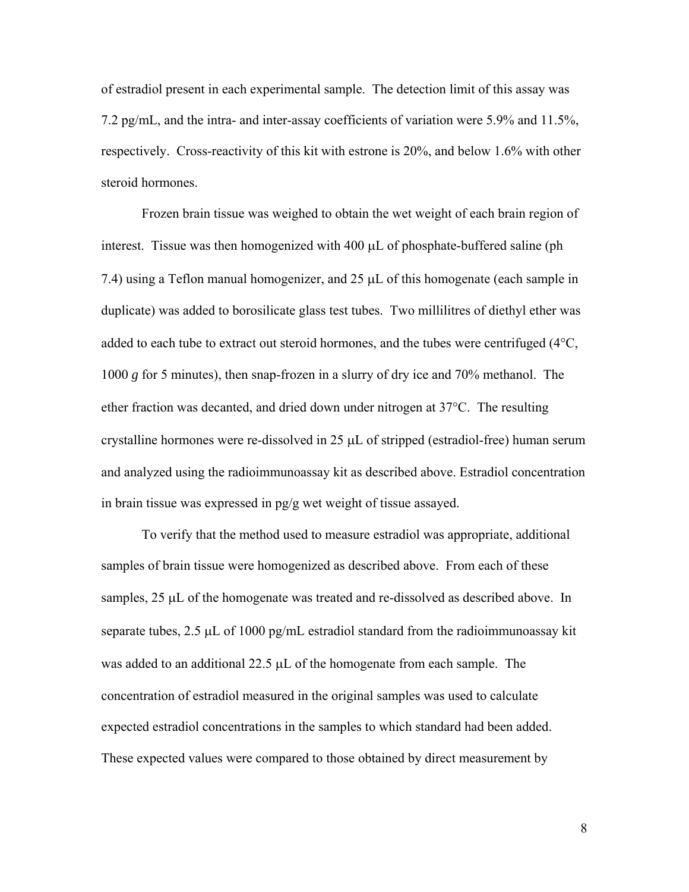of estradiol present in each experimental sample. The detection limit of this assay was 7.2 pg/mL, and the intra- and inter-assay coefficients of variation were 5.9% and 11.5%, respectively. Cross-reactivity of this kit with estrone is 20%, and below 1.6% with other steroid hormones.

Frozen brain tissue was weighed to obtain the wet weight of each brain region of interest. Tissue was then homogenized with 400 μL of phosphate-buffered saline (ph 7.4) using a Teflon manual homogenizer, and 25 μL of this homogenate (each sample in duplicate) was added to borosilicate glass test tubes. Two millilitres of diethyl ether was added to each tube to extract out steroid hormones, and the tubes were centrifuged (4°C, 1000 *g* for 5 minutes), then snap-frozen in a slurry of dry ice and 70% methanol. The ether fraction was decanted, and dried down under nitrogen at 37°C. The resulting crystalline hormones were re-dissolved in 25 μL of stripped (estradiol-free) human serum and analyzed using the radioimmunoassay kit as described above. Estradiol concentration in brain tissue was expressed in pg/g wet weight of tissue assayed.

To verify that the method used to measure estradiol was appropriate, additional samples of brain tissue were homogenized as described above. From each of these samples, 25 μL of the homogenate was treated and re-dissolved as described above. In separate tubes, 2.5 μL of 1000 pg/mL estradiol standard from the radioimmunoassay kit was added to an additional 22.5 μL of the homogenate from each sample. The concentration of estradiol measured in the original samples was used to calculate expected estradiol concentrations in the samples to which standard had been added. These expected values were compared to those obtained by direct measurement by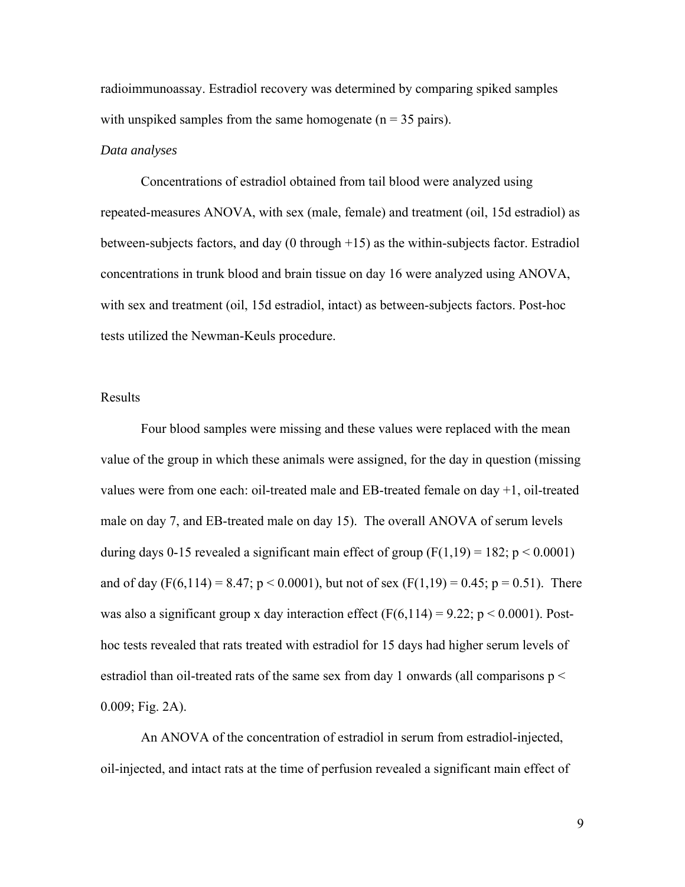radioimmunoassay. Estradiol recovery was determined by comparing spiked samples with unspiked samples from the same homogenate ($n = 35$ pairs).

*Data analyses*

Concentrations of estradiol obtained from tail blood were analyzed using repeated-measures ANOVA, with sex (male, female) and treatment (oil, 15d estradiol) as between-subjects factors, and day (0 through +15) as the within-subjects factor. Estradiol concentrations in trunk blood and brain tissue on day 16 were analyzed using ANOVA, with sex and treatment (oil, 15d estradiol, intact) as between-subjects factors. Post-hoc tests utilized the Newman-Keuls procedure.

## Results

Four blood samples were missing and these values were replaced with the mean value of the group in which these animals were assigned, for the day in question (missing values were from one each: oil-treated male and EB-treated female on day +1, oil-treated male on day 7, and EB-treated male on day 15). The overall ANOVA of serum levels during days 0-15 revealed a significant main effect of group ($F(1,19) = 182$; $p < 0.0001$) and of day ($F(6,114) = 8.47$; $p < 0.0001$), but not of sex ($F(1,19) = 0.45$; $p = 0.51$). There was also a significant group x day interaction effect ($F(6,114) = 9.22$; $p < 0.0001$). Post-hoc tests revealed that rats treated with estradiol for 15 days had higher serum levels of estradiol than oil-treated rats of the same sex from day 1 onwards (all comparisons $p < 0.009$; Fig. 2A).

An ANOVA of the concentration of estradiol in serum from estradiol-injected, oil-injected, and intact rats at the time of perfusion revealed a significant main effect of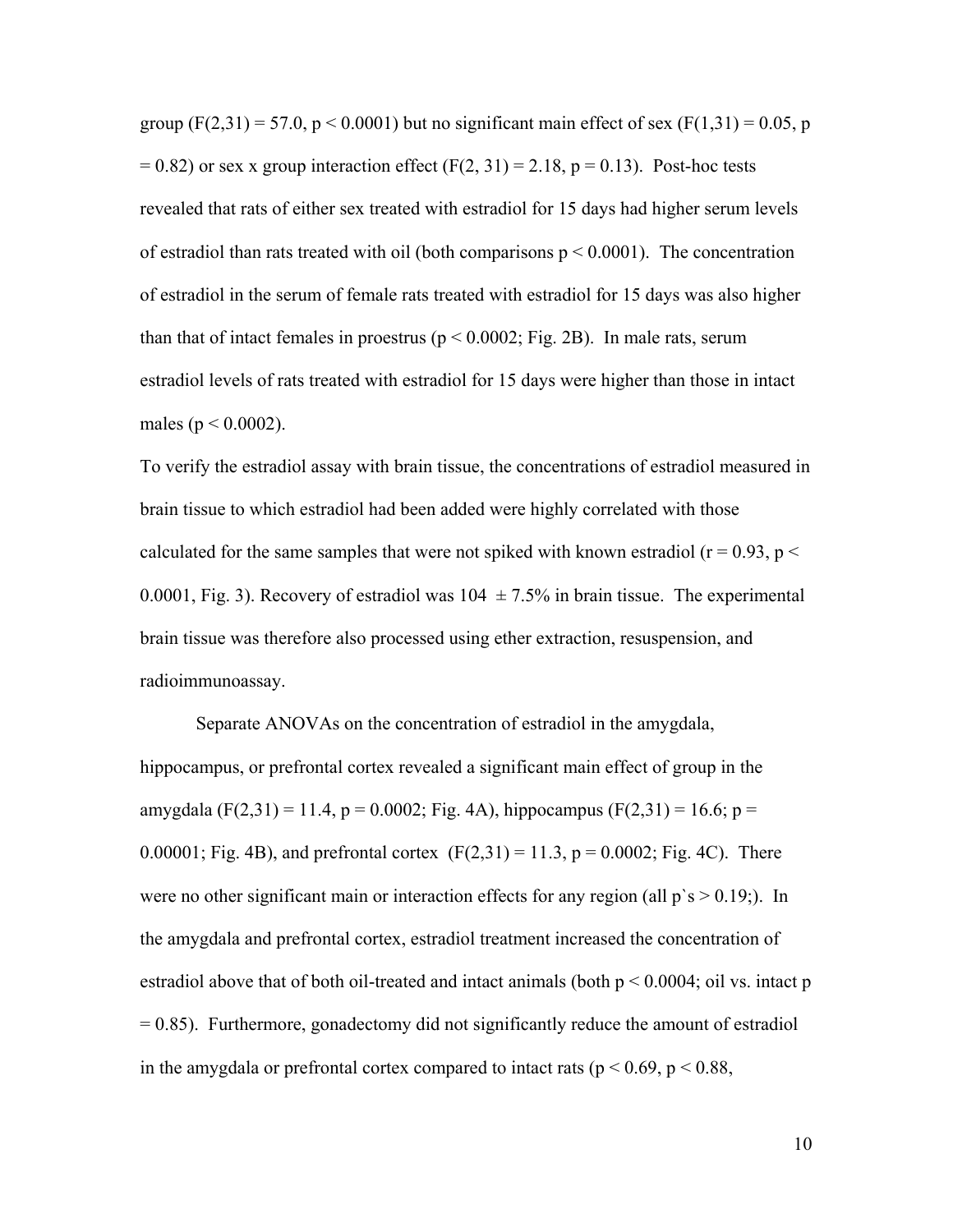group ($F(2,31) = 57.0$, $p < 0.0001$) but no significant main effect of sex ($F(1,31) = 0.05$, $p = 0.82$) or sex x group interaction effect ($F(2, 31) = 2.18$, $p = 0.13$). Post-hoc tests revealed that rats of either sex treated with estradiol for 15 days had higher serum levels of estradiol than rats treated with oil (both comparisons $p < 0.0001$). The concentration of estradiol in the serum of female rats treated with estradiol for 15 days was also higher than that of intact females in proestrus ($p < 0.0002$; Fig. 2B). In male rats, serum estradiol levels of rats treated with estradiol for 15 days were higher than those in intact males ($p < 0.0002$).

To verify the estradiol assay with brain tissue, the concentrations of estradiol measured in brain tissue to which estradiol had been added were highly correlated with those calculated for the same samples that were not spiked with known estradiol ($r = 0.93$, $p < 0.0001$, Fig. 3). Recovery of estradiol was $104 \pm 7.5\%$ in brain tissue. The experimental brain tissue was therefore also processed using ether extraction, resuspension, and radioimmunoassay.

Separate ANOVAs on the concentration of estradiol in the amygdala, hippocampus, or prefrontal cortex revealed a significant main effect of group in the amygdala ($F(2,31) = 11.4$, $p = 0.0002$; Fig. 4A), hippocampus ($F(2,31) = 16.6$; $p = 0.00001$; Fig. 4B), and prefrontal cortex ($F(2,31) = 11.3$, $p = 0.0002$; Fig. 4C). There were no other significant main or interaction effects for any region (all p`s $> 0.19$;). In the amygdala and prefrontal cortex, estradiol treatment increased the concentration of estradiol above that of both oil-treated and intact animals (both $p < 0.0004$; oil vs. intact $p = 0.85$). Furthermore, gonadectomy did not significantly reduce the amount of estradiol in the amygdala or prefrontal cortex compared to intact rats ($p < 0.69$, $p < 0.88$,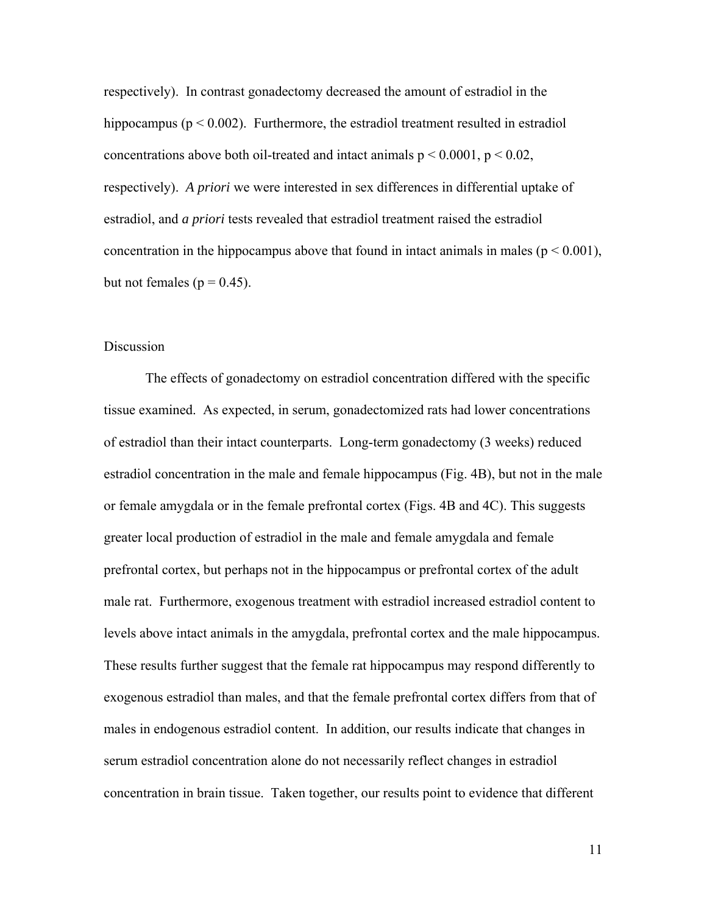respectively). In contrast gonadectomy decreased the amount of estradiol in the hippocampus ($p < 0.002$). Furthermore, the estradiol treatment resulted in estradiol concentrations above both oil-treated and intact animals $p < 0.0001$, $p < 0.02$, respectively). *A priori* we were interested in sex differences in differential uptake of estradiol, and *a priori* tests revealed that estradiol treatment raised the estradiol concentration in the hippocampus above that found in intact animals in males ($p < 0.001$), but not females ($p = 0.45$).

## Discussion

The effects of gonadectomy on estradiol concentration differed with the specific tissue examined. As expected, in serum, gonadectomized rats had lower concentrations of estradiol than their intact counterparts. Long-term gonadectomy (3 weeks) reduced estradiol concentration in the male and female hippocampus (Fig. 4B), but not in the male or female amygdala or in the female prefrontal cortex (Figs. 4B and 4C). This suggests greater local production of estradiol in the male and female amygdala and female prefrontal cortex, but perhaps not in the hippocampus or prefrontal cortex of the adult male rat. Furthermore, exogenous treatment with estradiol increased estradiol content to levels above intact animals in the amygdala, prefrontal cortex and the male hippocampus. These results further suggest that the female rat hippocampus may respond differently to exogenous estradiol than males, and that the female prefrontal cortex differs from that of males in endogenous estradiol content. In addition, our results indicate that changes in serum estradiol concentration alone do not necessarily reflect changes in estradiol concentration in brain tissue. Taken together, our results point to evidence that different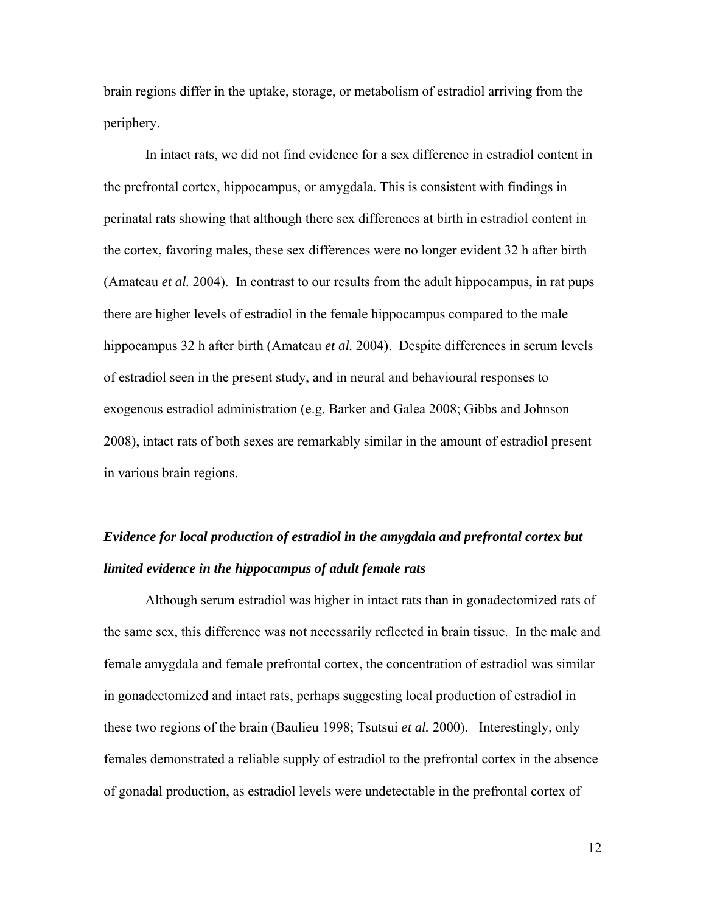brain regions differ in the uptake, storage, or metabolism of estradiol arriving from the periphery.

In intact rats, we did not find evidence for a sex difference in estradiol content in the prefrontal cortex, hippocampus, or amygdala. This is consistent with findings in perinatal rats showing that although there sex differences at birth in estradiol content in the cortex, favoring males, these sex differences were no longer evident 32 h after birth (Amateau *et al.* 2004). In contrast to our results from the adult hippocampus, in rat pups there are higher levels of estradiol in the female hippocampus compared to the male hippocampus 32 h after birth (Amateau *et al.* 2004). Despite differences in serum levels of estradiol seen in the present study, and in neural and behavioural responses to exogenous estradiol administration (e.g. Barker and Galea 2008; Gibbs and Johnson 2008), intact rats of both sexes are remarkably similar in the amount of estradiol present in various brain regions.

### ***Evidence for local production of estradiol in the amygdala and prefrontal cortex but limited evidence in the hippocampus of adult female rats***

Although serum estradiol was higher in intact rats than in gonadectomized rats of the same sex, this difference was not necessarily reflected in brain tissue. In the male and female amygdala and female prefrontal cortex, the concentration of estradiol was similar in gonadectomized and intact rats, perhaps suggesting local production of estradiol in these two regions of the brain (Baulieu 1998; Tsutsui *et al.* 2000). Interestingly, only females demonstrated a reliable supply of estradiol to the prefrontal cortex in the absence of gonadal production, as estradiol levels were undetectable in the prefrontal cortex of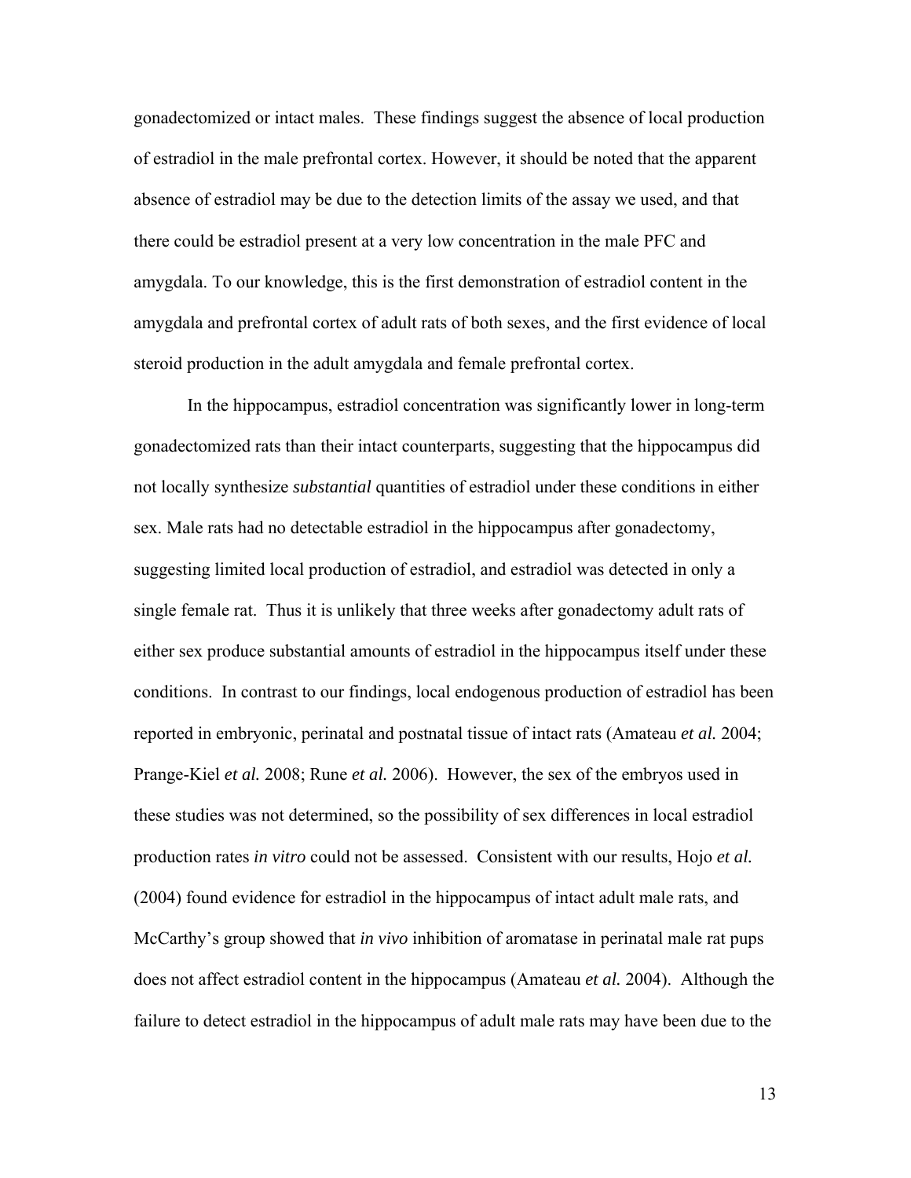gonadectomized or intact males. These findings suggest the absence of local production of estradiol in the male prefrontal cortex. However, it should be noted that the apparent absence of estradiol may be due to the detection limits of the assay we used, and that there could be estradiol present at a very low concentration in the male PFC and amygdala. To our knowledge, this is the first demonstration of estradiol content in the amygdala and prefrontal cortex of adult rats of both sexes, and the first evidence of local steroid production in the adult amygdala and female prefrontal cortex.

In the hippocampus, estradiol concentration was significantly lower in long-term gonadectomized rats than their intact counterparts, suggesting that the hippocampus did not locally synthesize *substantial* quantities of estradiol under these conditions in either sex. Male rats had no detectable estradiol in the hippocampus after gonadectomy, suggesting limited local production of estradiol, and estradiol was detected in only a single female rat. Thus it is unlikely that three weeks after gonadectomy adult rats of either sex produce substantial amounts of estradiol in the hippocampus itself under these conditions. In contrast to our findings, local endogenous production of estradiol has been reported in embryonic, perinatal and postnatal tissue of intact rats (Amateau *et al.* 2004; Prange-Kiel *et al.* 2008; Rune *et al.* 2006). However, the sex of the embryos used in these studies was not determined, so the possibility of sex differences in local estradiol production rates *in vitro* could not be assessed. Consistent with our results, Hojo *et al.* (2004) found evidence for estradiol in the hippocampus of intact adult male rats, and McCarthy's group showed that *in vivo* inhibition of aromatase in perinatal male rat pups does not affect estradiol content in the hippocampus (Amateau *et al.* 2004). Although the failure to detect estradiol in the hippocampus of adult male rats may have been due to the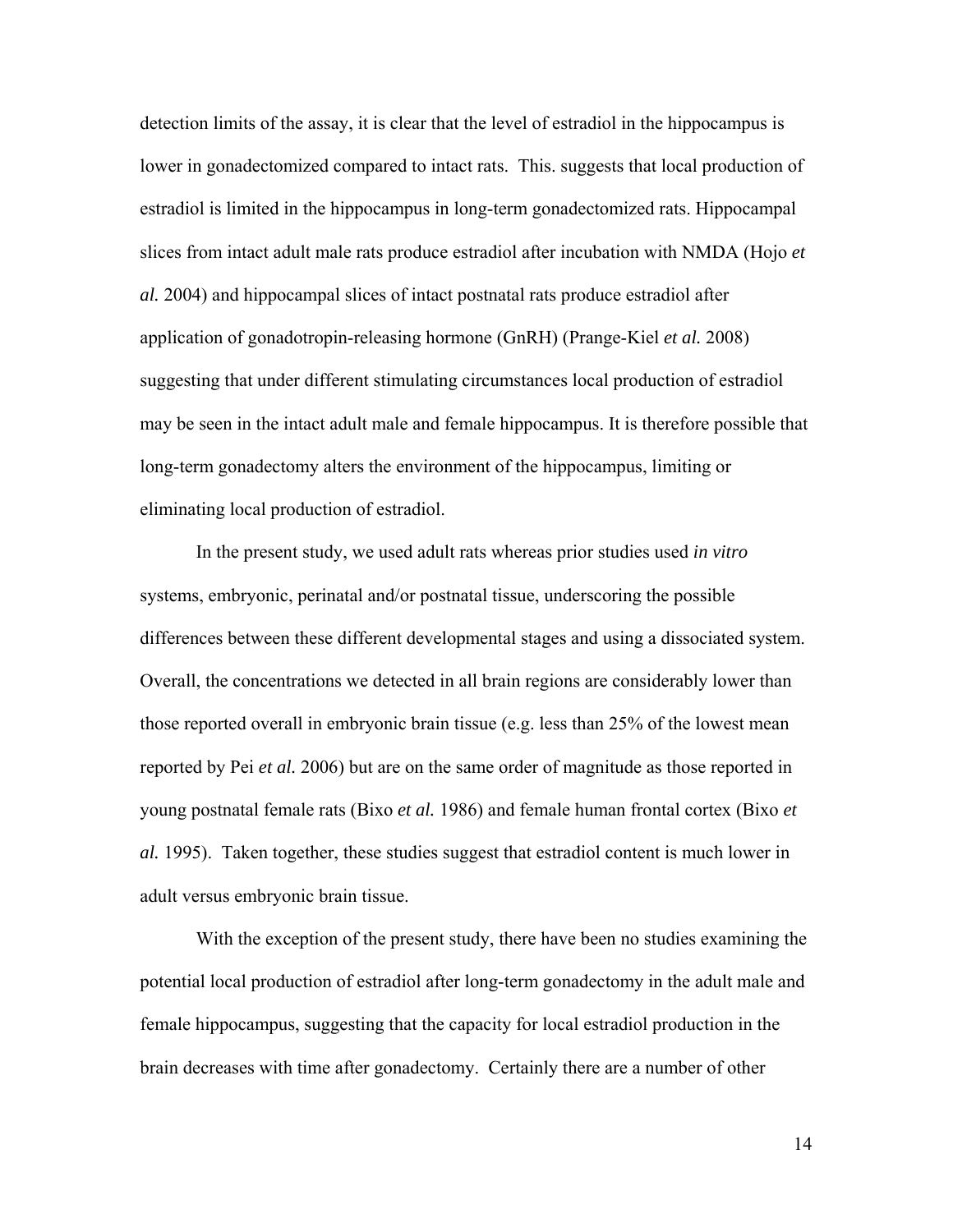detection limits of the assay, it is clear that the level of estradiol in the hippocampus is lower in gonadectomized compared to intact rats. This. suggests that local production of estradiol is limited in the hippocampus in long-term gonadectomized rats. Hippocampal slices from intact adult male rats produce estradiol after incubation with NMDA (Hojo *et al.* 2004) and hippocampal slices of intact postnatal rats produce estradiol after application of gonadotropin-releasing hormone (GnRH) (Prange-Kiel *et al.* 2008) suggesting that under different stimulating circumstances local production of estradiol may be seen in the intact adult male and female hippocampus. It is therefore possible that long-term gonadectomy alters the environment of the hippocampus, limiting or eliminating local production of estradiol.

In the present study, we used adult rats whereas prior studies used *in vitro* systems, embryonic, perinatal and/or postnatal tissue, underscoring the possible differences between these different developmental stages and using a dissociated system. Overall, the concentrations we detected in all brain regions are considerably lower than those reported overall in embryonic brain tissue (e.g. less than 25% of the lowest mean reported by Pei *et al.* 2006) but are on the same order of magnitude as those reported in young postnatal female rats (Bixo *et al.* 1986) and female human frontal cortex (Bixo *et al.* 1995). Taken together, these studies suggest that estradiol content is much lower in adult versus embryonic brain tissue.

With the exception of the present study, there have been no studies examining the potential local production of estradiol after long-term gonadectomy in the adult male and female hippocampus, suggesting that the capacity for local estradiol production in the brain decreases with time after gonadectomy. Certainly there are a number of other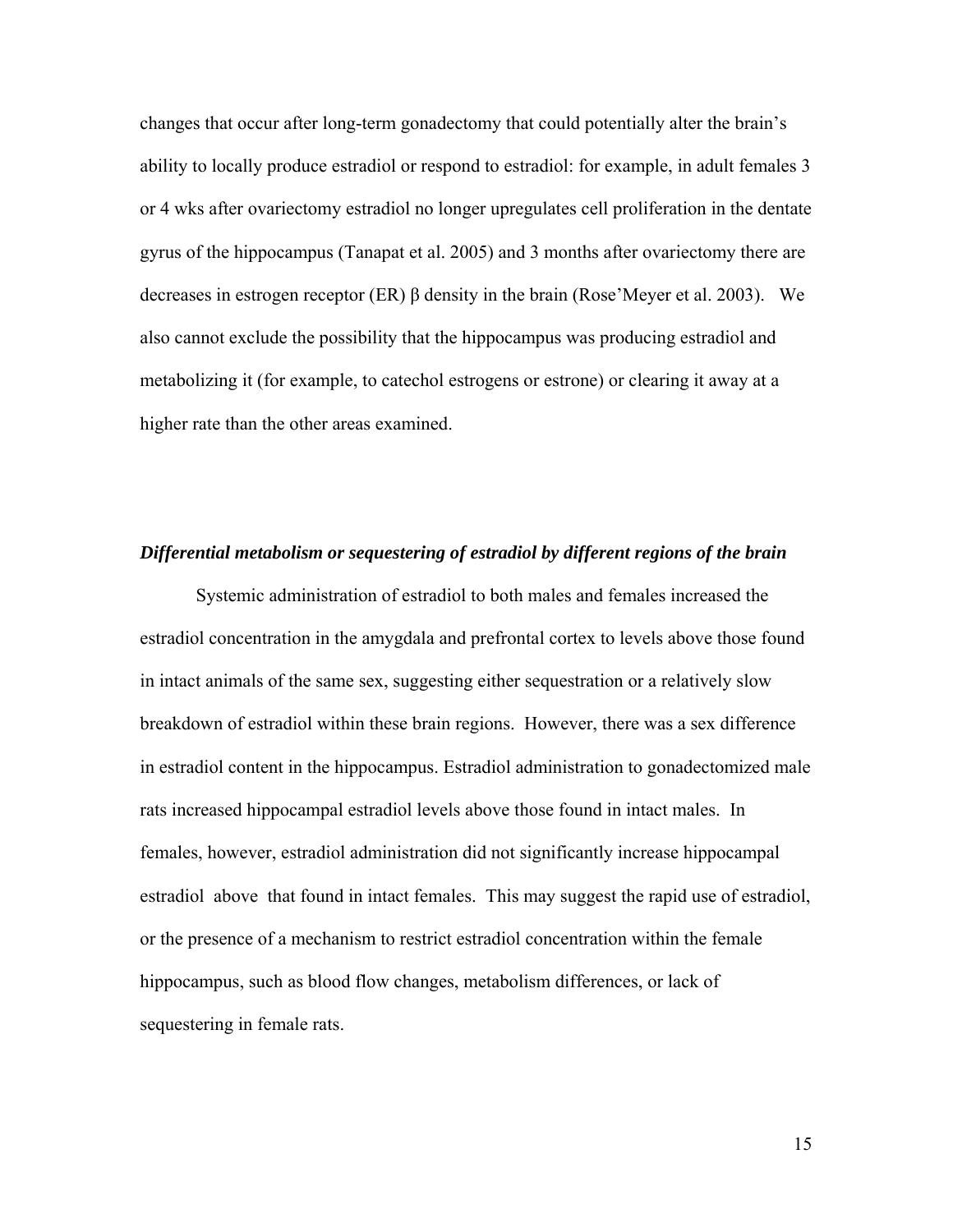changes that occur after long-term gonadectomy that could potentially alter the brain's ability to locally produce estradiol or respond to estradiol: for example, in adult females 3 or 4 wks after ovariectomy estradiol no longer upregulates cell proliferation in the dentate gyrus of the hippocampus (Tanapat et al. 2005) and 3 months after ovariectomy there are decreases in estrogen receptor (ER) β density in the brain (Rose'Meyer et al. 2003). We also cannot exclude the possibility that the hippocampus was producing estradiol and metabolizing it (for example, to catechol estrogens or estrone) or clearing it away at a higher rate than the other areas examined.

***Differential metabolism or sequestering of estradiol by different regions of the brain***

Systemic administration of estradiol to both males and females increased the estradiol concentration in the amygdala and prefrontal cortex to levels above those found in intact animals of the same sex, suggesting either sequestration or a relatively slow breakdown of estradiol within these brain regions. However, there was a sex difference in estradiol content in the hippocampus. Estradiol administration to gonadectomized male rats increased hippocampal estradiol levels above those found in intact males. In females, however, estradiol administration did not significantly increase hippocampal estradiol above that found in intact females. This may suggest the rapid use of estradiol, or the presence of a mechanism to restrict estradiol concentration within the female hippocampus, such as blood flow changes, metabolism differences, or lack of sequestering in female rats.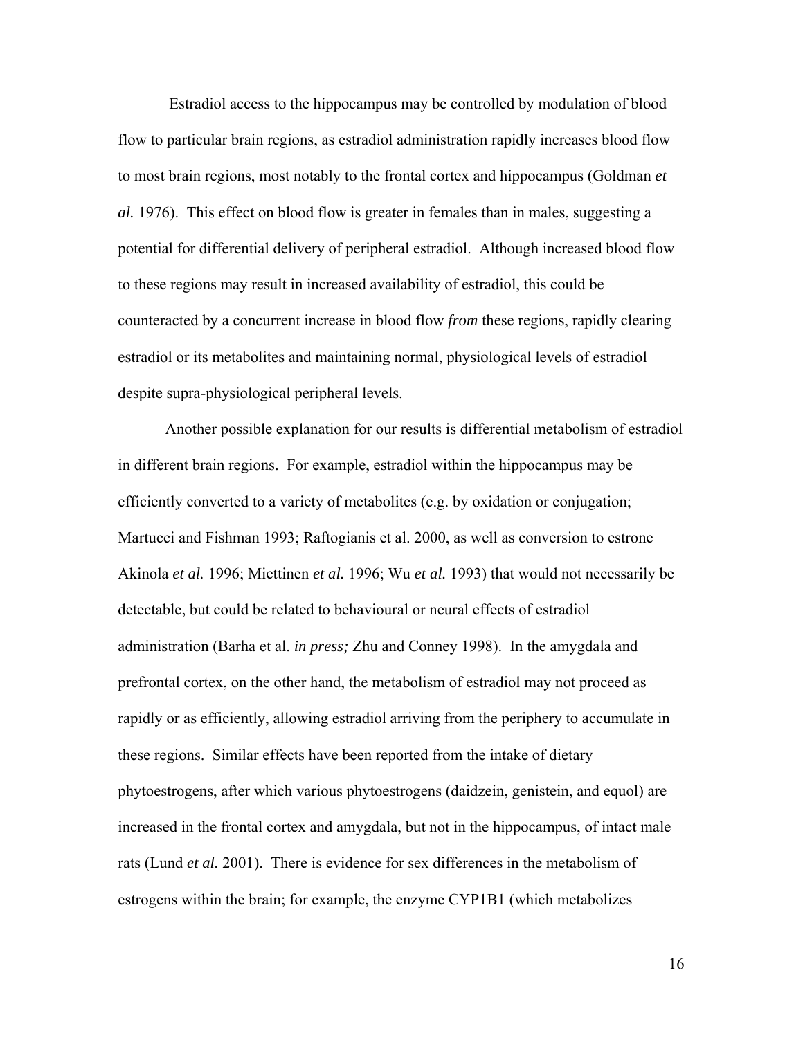Estradiol access to the hippocampus may be controlled by modulation of blood flow to particular brain regions, as estradiol administration rapidly increases blood flow to most brain regions, most notably to the frontal cortex and hippocampus (Goldman *et al.* 1976). This effect on blood flow is greater in females than in males, suggesting a potential for differential delivery of peripheral estradiol. Although increased blood flow to these regions may result in increased availability of estradiol, this could be counteracted by a concurrent increase in blood flow *from* these regions, rapidly clearing estradiol or its metabolites and maintaining normal, physiological levels of estradiol despite supra-physiological peripheral levels.

Another possible explanation for our results is differential metabolism of estradiol in different brain regions. For example, estradiol within the hippocampus may be efficiently converted to a variety of metabolites (e.g. by oxidation or conjugation; Martucci and Fishman 1993; Raftogianis et al. 2000, as well as conversion to estrone Akinola *et al.* 1996; Miettinen *et al.* 1996; Wu *et al.* 1993) that would not necessarily be detectable, but could be related to behavioural or neural effects of estradiol administration (Barha et al. *in press;* Zhu and Conney 1998). In the amygdala and prefrontal cortex, on the other hand, the metabolism of estradiol may not proceed as rapidly or as efficiently, allowing estradiol arriving from the periphery to accumulate in these regions. Similar effects have been reported from the intake of dietary phytoestrogens, after which various phytoestrogens (daidzein, genistein, and equol) are increased in the frontal cortex and amygdala, but not in the hippocampus, of intact male rats (Lund *et al.* 2001). There is evidence for sex differences in the metabolism of estrogens within the brain; for example, the enzyme CYP1B1 (which metabolizes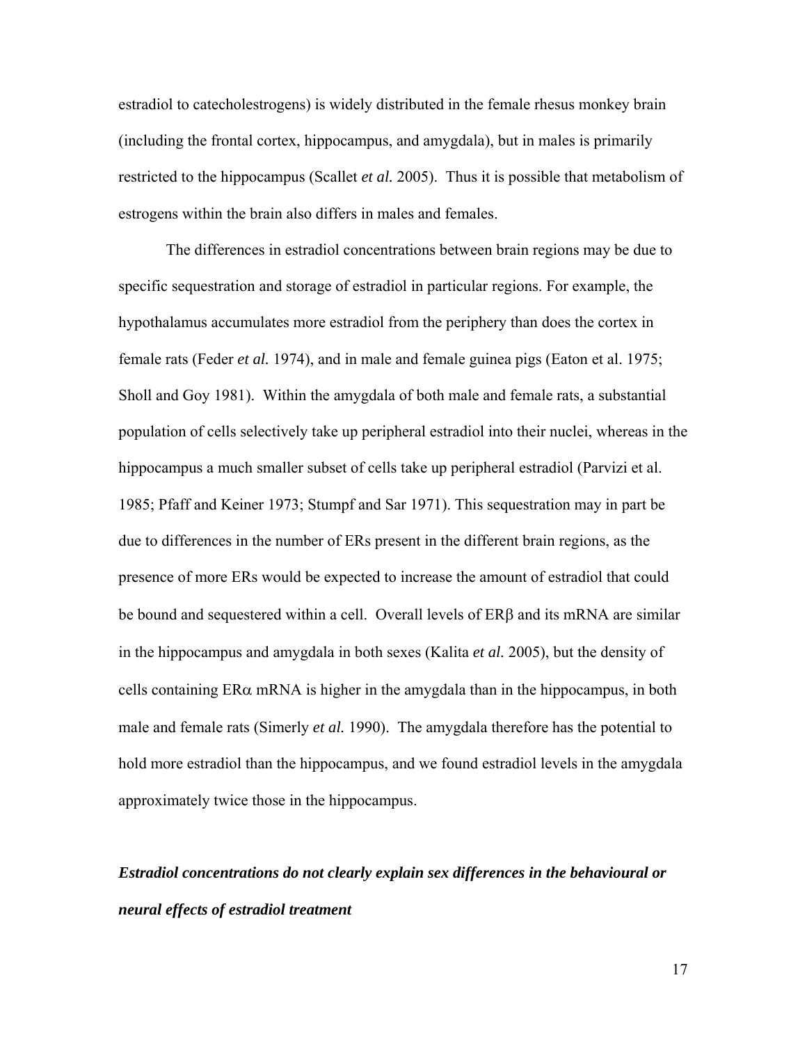estradiol to catecholestrogens) is widely distributed in the female rhesus monkey brain (including the frontal cortex, hippocampus, and amygdala), but in males is primarily restricted to the hippocampus (Scallet *et al.* 2005). Thus it is possible that metabolism of estrogens within the brain also differs in males and females.

The differences in estradiol concentrations between brain regions may be due to specific sequestration and storage of estradiol in particular regions. For example, the hypothalamus accumulates more estradiol from the periphery than does the cortex in female rats (Feder *et al.* 1974), and in male and female guinea pigs (Eaton et al. 1975; Sholl and Goy 1981). Within the amygdala of both male and female rats, a substantial population of cells selectively take up peripheral estradiol into their nuclei, whereas in the hippocampus a much smaller subset of cells take up peripheral estradiol (Parvizi et al. 1985; Pfaff and Keiner 1973; Stumpf and Sar 1971). This sequestration may in part be due to differences in the number of ERs present in the different brain regions, as the presence of more ERs would be expected to increase the amount of estradiol that could be bound and sequestered within a cell. Overall levels of ER$\beta$ and its mRNA are similar in the hippocampus and amygdala in both sexes (Kalita *et al.* 2005), but the density of cells containing ER$\alpha$ mRNA is higher in the amygdala than in the hippocampus, in both male and female rats (Simerly *et al.* 1990). The amygdala therefore has the potential to hold more estradiol than the hippocampus, and we found estradiol levels in the amygdala approximately twice those in the hippocampus.

***Estradiol concentrations do not clearly explain sex differences in the behavioural or neural effects of estradiol treatment***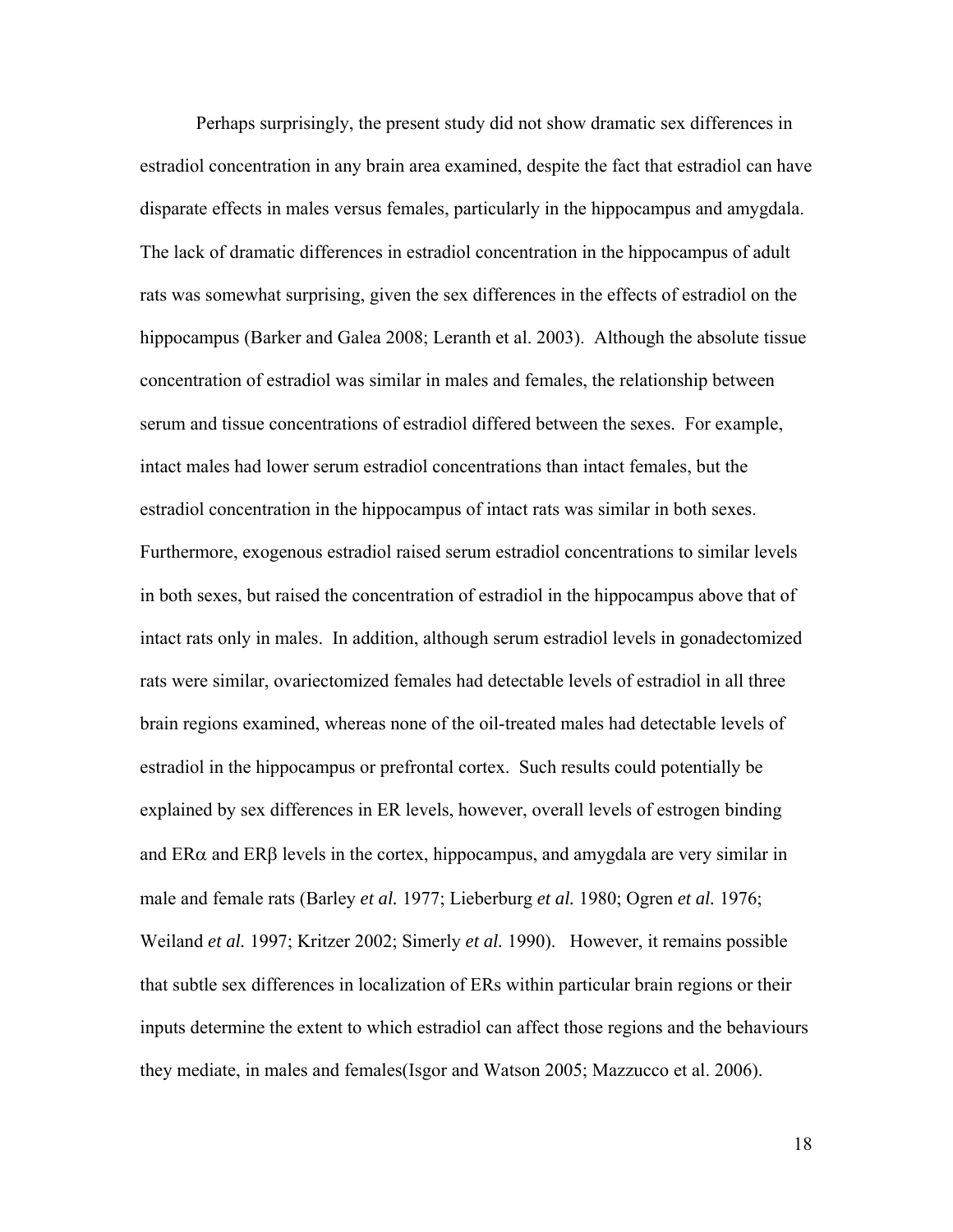Perhaps surprisingly, the present study did not show dramatic sex differences in estradiol concentration in any brain area examined, despite the fact that estradiol can have disparate effects in males versus females, particularly in the hippocampus and amygdala. The lack of dramatic differences in estradiol concentration in the hippocampus of adult rats was somewhat surprising, given the sex differences in the effects of estradiol on the hippocampus (Barker and Galea 2008; Leranth et al. 2003). Although the absolute tissue concentration of estradiol was similar in males and females, the relationship between serum and tissue concentrations of estradiol differed between the sexes. For example, intact males had lower serum estradiol concentrations than intact females, but the estradiol concentration in the hippocampus of intact rats was similar in both sexes. Furthermore, exogenous estradiol raised serum estradiol concentrations to similar levels in both sexes, but raised the concentration of estradiol in the hippocampus above that of intact rats only in males. In addition, although serum estradiol levels in gonadectomized rats were similar, ovariectomized females had detectable levels of estradiol in all three brain regions examined, whereas none of the oil-treated males had detectable levels of estradiol in the hippocampus or prefrontal cortex. Such results could potentially be explained by sex differences in ER levels, however, overall levels of estrogen binding and ER$\alpha$ and ER$\beta$ levels in the cortex, hippocampus, and amygdala are very similar in male and female rats (Barley *et al.* 1977; Lieberburg *et al.* 1980; Ogren *et al.* 1976; Weiland *et al.* 1997; Kritzer 2002; Simerly *et al.* 1990). However, it remains possible that subtle sex differences in localization of ERs within particular brain regions or their inputs determine the extent to which estradiol can affect those regions and the behaviours they mediate, in males and females(Isgor and Watson 2005; Mazzucco et al. 2006).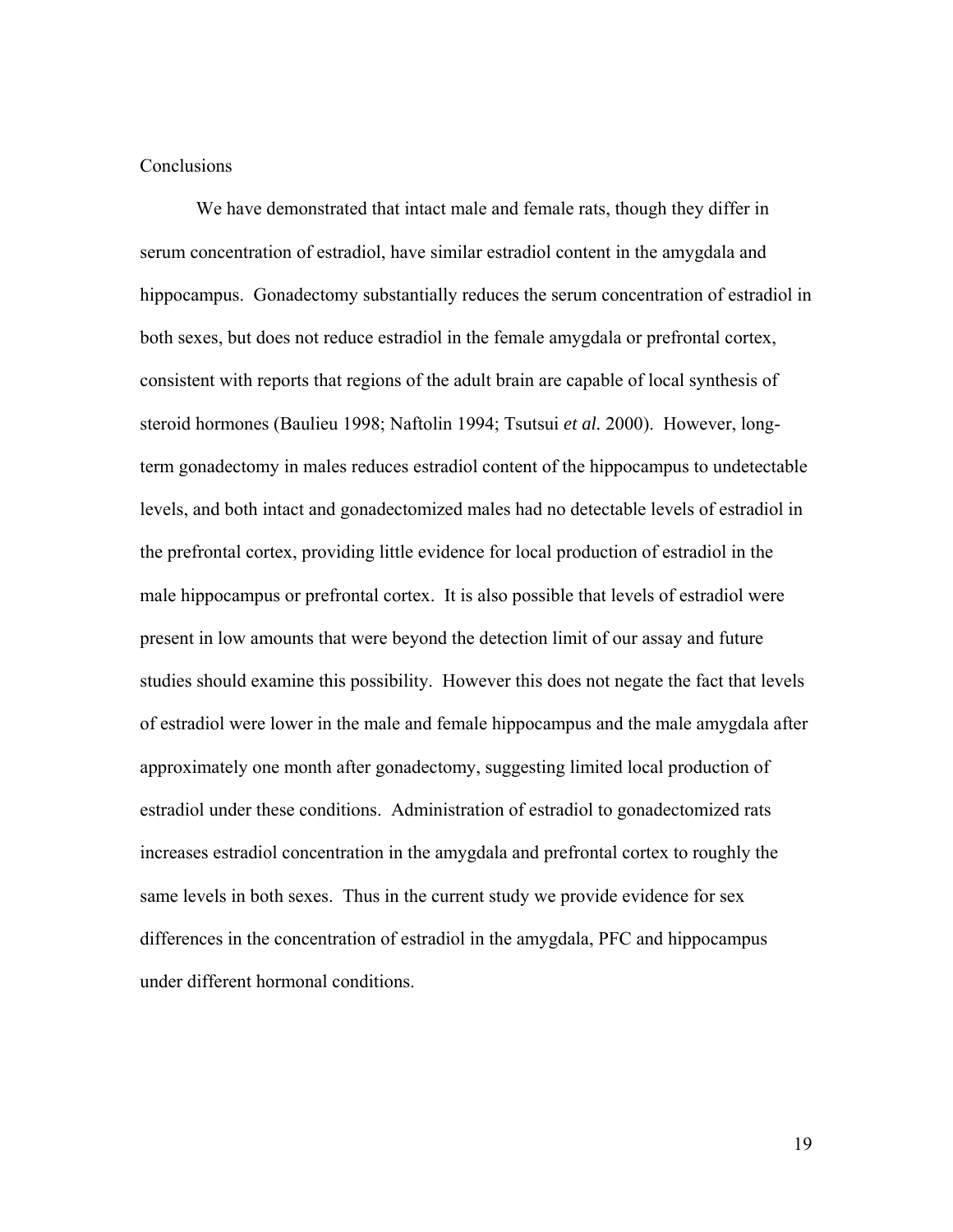## Conclusions

We have demonstrated that intact male and female rats, though they differ in serum concentration of estradiol, have similar estradiol content in the amygdala and hippocampus. Gonadectomy substantially reduces the serum concentration of estradiol in both sexes, but does not reduce estradiol in the female amygdala or prefrontal cortex, consistent with reports that regions of the adult brain are capable of local synthesis of steroid hormones (Baulieu 1998; Naftolin 1994; Tsutsui *et al.* 2000). However, long-term gonadectomy in males reduces estradiol content of the hippocampus to undetectable levels, and both intact and gonadectomized males had no detectable levels of estradiol in the prefrontal cortex, providing little evidence for local production of estradiol in the male hippocampus or prefrontal cortex. It is also possible that levels of estradiol were present in low amounts that were beyond the detection limit of our assay and future studies should examine this possibility. However this does not negate the fact that levels of estradiol were lower in the male and female hippocampus and the male amygdala after approximately one month after gonadectomy, suggesting limited local production of estradiol under these conditions. Administration of estradiol to gonadectomized rats increases estradiol concentration in the amygdala and prefrontal cortex to roughly the same levels in both sexes. Thus in the current study we provide evidence for sex differences in the concentration of estradiol in the amygdala, PFC and hippocampus under different hormonal conditions.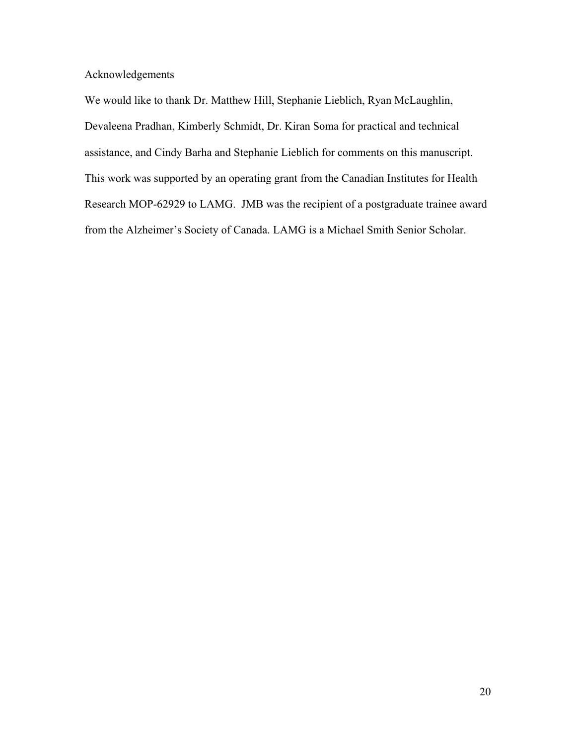## Acknowledgements

We would like to thank Dr. Matthew Hill, Stephanie Lieblich, Ryan McLaughlin, Devaleena Pradhan, Kimberly Schmidt, Dr. Kiran Soma for practical and technical assistance, and Cindy Barha and Stephanie Lieblich for comments on this manuscript. This work was supported by an operating grant from the Canadian Institutes for Health Research MOP-62929 to LAMG. JMB was the recipient of a postgraduate trainee award from the Alzheimer's Society of Canada. LAMG is a Michael Smith Senior Scholar.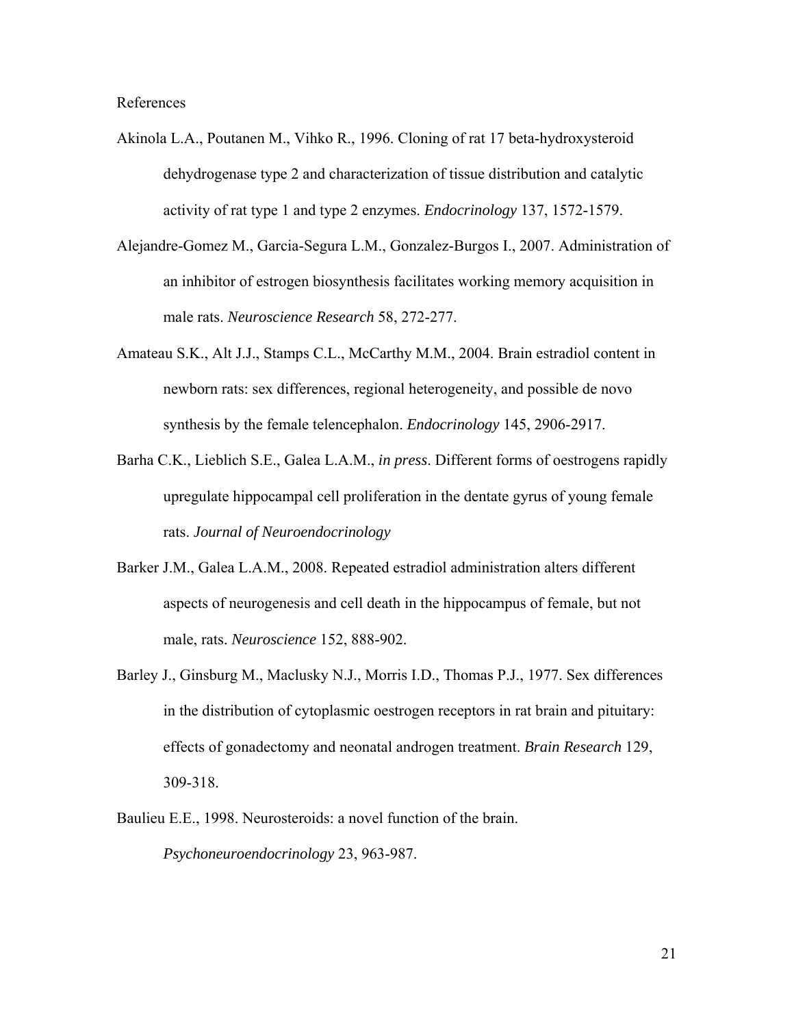# References

Akinola L.A., Poutanen M., Vihko R., 1996. Cloning of rat 17 beta-hydroxysteroid dehydrogenase type 2 and characterization of tissue distribution and catalytic activity of rat type 1 and type 2 enzymes. *Endocrinology* 137, 1572-1579.

Alejandre-Gomez M., Garcia-Segura L.M., Gonzalez-Burgos I., 2007. Administration of an inhibitor of estrogen biosynthesis facilitates working memory acquisition in male rats. *Neuroscience Research* 58, 272-277.

Amateau S.K., Alt J.J., Stamps C.L., McCarthy M.M., 2004. Brain estradiol content in newborn rats: sex differences, regional heterogeneity, and possible de novo synthesis by the female telencephalon. *Endocrinology* 145, 2906-2917.

Barha C.K., Lieblich S.E., Galea L.A.M., *in press*. Different forms of oestrogens rapidly upregulate hippocampal cell proliferation in the dentate gyrus of young female rats. *Journal of Neuroendocrinology*

Barker J.M., Galea L.A.M., 2008. Repeated estradiol administration alters different aspects of neurogenesis and cell death in the hippocampus of female, but not male, rats. *Neuroscience* 152, 888-902.

Barley J., Ginsburg M., Maclusky N.J., Morris I.D., Thomas P.J., 1977. Sex differences in the distribution of cytoplasmic oestrogen receptors in rat brain and pituitary: effects of gonadectomy and neonatal androgen treatment. *Brain Research* 129, 309-318.

Baulieu E.E., 1998. Neurosteroids: a novel function of the brain. *Psychoneuroendocrinology* 23, 963-987.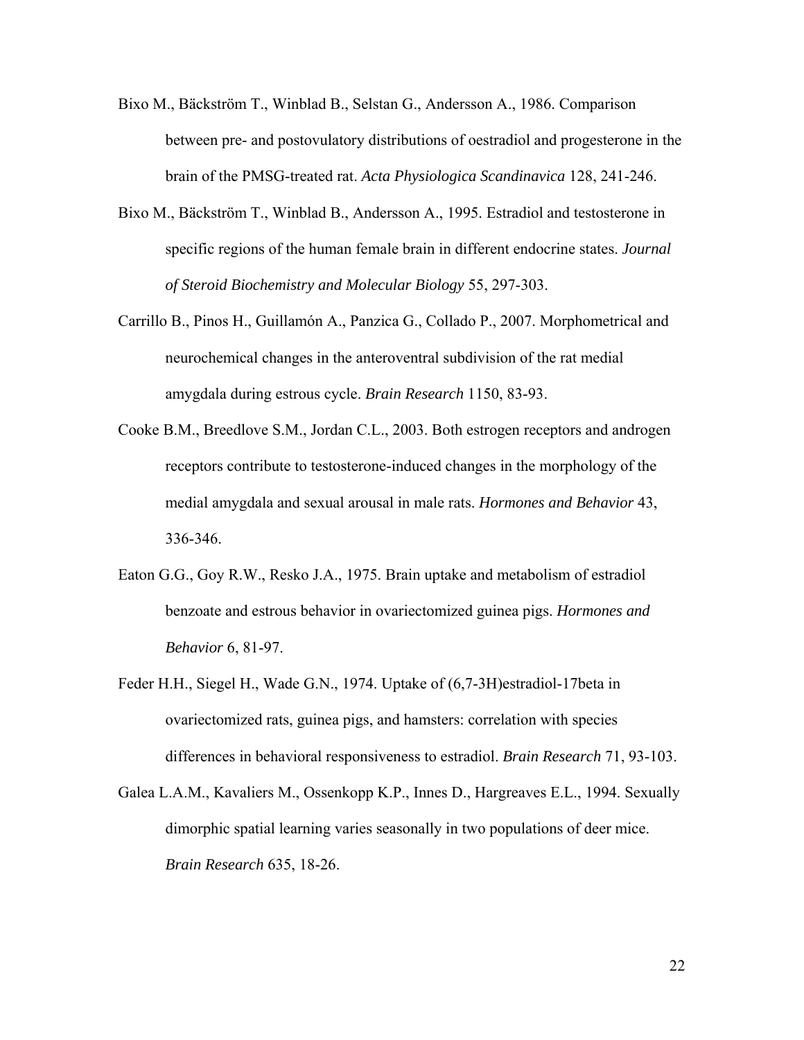Bixo M., Bäckström T., Winblad B., Selstan G., Andersson A., 1986. Comparison between pre- and postovulatory distributions of oestradiol and progesterone in the brain of the PMSG-treated rat. *Acta Physiologica Scandinavica* 128, 241-246.

Bixo M., Bäckström T., Winblad B., Andersson A., 1995. Estradiol and testosterone in specific regions of the human female brain in different endocrine states. *Journal of Steroid Biochemistry and Molecular Biology* 55, 297-303.

Carrillo B., Pinos H., Guillamón A., Panzica G., Collado P., 2007. Morphometrical and neurochemical changes in the anteroventral subdivision of the rat medial amygdala during estrous cycle. *Brain Research* 1150, 83-93.

Cooke B.M., Breedlove S.M., Jordan C.L., 2003. Both estrogen receptors and androgen receptors contribute to testosterone-induced changes in the morphology of the medial amygdala and sexual arousal in male rats. *Hormones and Behavior* 43, 336-346.

Eaton G.G., Goy R.W., Resko J.A., 1975. Brain uptake and metabolism of estradiol benzoate and estrous behavior in ovariectomized guinea pigs. *Hormones and Behavior* 6, 81-97.

Feder H.H., Siegel H., Wade G.N., 1974. Uptake of (6,7-3H)estradiol-17beta in ovariectomized rats, guinea pigs, and hamsters: correlation with species differences in behavioral responsiveness to estradiol. *Brain Research* 71, 93-103.

Galea L.A.M., Kavaliers M., Ossenkopp K.P., Innes D., Hargreaves E.L., 1994. Sexually dimorphic spatial learning varies seasonally in two populations of deer mice. *Brain Research* 635, 18-26.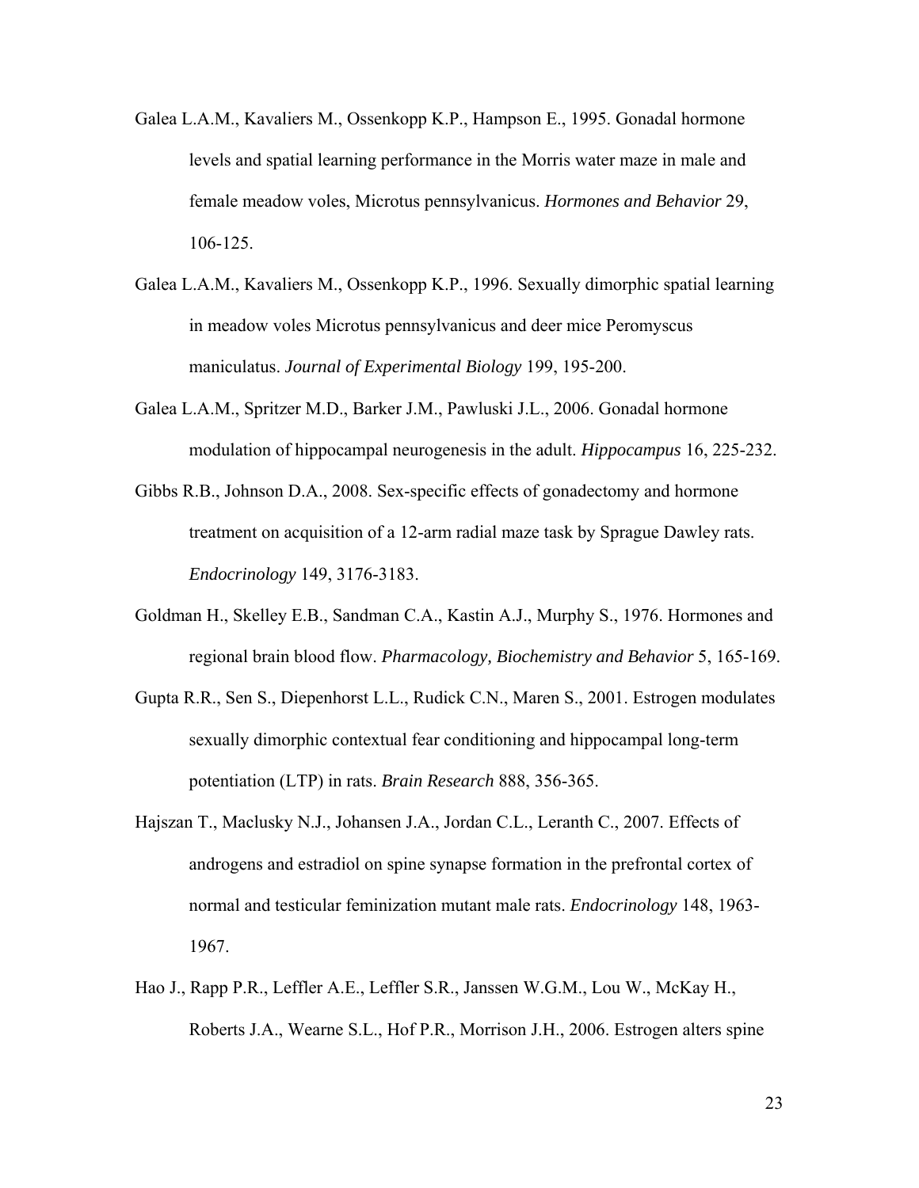Galea L.A.M., Kavaliers M., Ossenkopp K.P., Hampson E., 1995. Gonadal hormone levels and spatial learning performance in the Morris water maze in male and female meadow voles, Microtus pennsylvanicus. *Hormones and Behavior* 29, 106-125.

Galea L.A.M., Kavaliers M., Ossenkopp K.P., 1996. Sexually dimorphic spatial learning in meadow voles Microtus pennsylvanicus and deer mice Peromyscus maniculatus. *Journal of Experimental Biology* 199, 195-200.

Galea L.A.M., Spritzer M.D., Barker J.M., Pawluski J.L., 2006. Gonadal hormone modulation of hippocampal neurogenesis in the adult. *Hippocampus* 16, 225-232.

Gibbs R.B., Johnson D.A., 2008. Sex-specific effects of gonadectomy and hormone treatment on acquisition of a 12-arm radial maze task by Sprague Dawley rats. *Endocrinology* 149, 3176-3183.

Goldman H., Skelley E.B., Sandman C.A., Kastin A.J., Murphy S., 1976. Hormones and regional brain blood flow. *Pharmacology, Biochemistry and Behavior* 5, 165-169.

Gupta R.R., Sen S., Diepenhorst L.L., Rudick C.N., Maren S., 2001. Estrogen modulates sexually dimorphic contextual fear conditioning and hippocampal long-term potentiation (LTP) in rats. *Brain Research* 888, 356-365.

Hajszan T., Maclusky N.J., Johansen J.A., Jordan C.L., Leranth C., 2007. Effects of androgens and estradiol on spine synapse formation in the prefrontal cortex of normal and testicular feminization mutant male rats. *Endocrinology* 148, 1963-1967.

Hao J., Rapp P.R., Leffler A.E., Leffler S.R., Janssen W.G.M., Lou W., McKay H., Roberts J.A., Wearne S.L., Hof P.R., Morrison J.H., 2006. Estrogen alters spine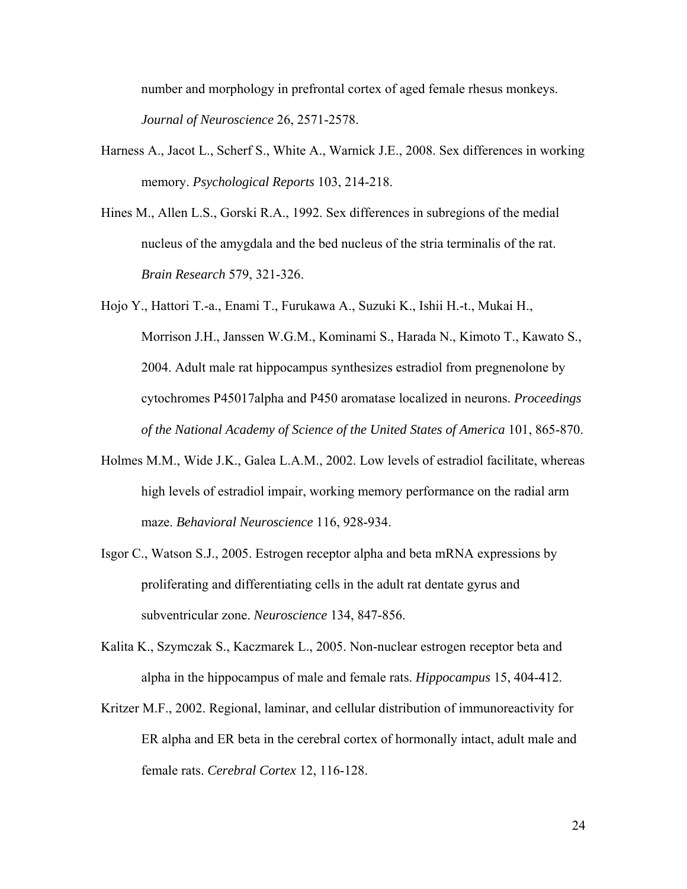number and morphology in prefrontal cortex of aged female rhesus monkeys. *Journal of Neuroscience* 26, 2571-2578.

Harness A., Jacot L., Scherf S., White A., Warnick J.E., 2008. Sex differences in working memory. *Psychological Reports* 103, 214-218.

Hines M., Allen L.S., Gorski R.A., 1992. Sex differences in subregions of the medial nucleus of the amygdala and the bed nucleus of the stria terminalis of the rat. *Brain Research* 579, 321-326.

Hojo Y., Hattori T.-a., Enami T., Furukawa A., Suzuki K., Ishii H.-t., Mukai H., Morrison J.H., Janssen W.G.M., Kominami S., Harada N., Kimoto T., Kawato S., 2004. Adult male rat hippocampus synthesizes estradiol from pregnenolone by cytochromes P45017alpha and P450 aromatase localized in neurons. *Proceedings of the National Academy of Science of the United States of America* 101, 865-870.

Holmes M.M., Wide J.K., Galea L.A.M., 2002. Low levels of estradiol facilitate, whereas high levels of estradiol impair, working memory performance on the radial arm maze. *Behavioral Neuroscience* 116, 928-934.

Isgor C., Watson S.J., 2005. Estrogen receptor alpha and beta mRNA expressions by proliferating and differentiating cells in the adult rat dentate gyrus and subventricular zone. *Neuroscience* 134, 847-856.

Kalita K., Szymczak S., Kaczmarek L., 2005. Non-nuclear estrogen receptor beta and alpha in the hippocampus of male and female rats. *Hippocampus* 15, 404-412.

Kritzer M.F., 2002. Regional, laminar, and cellular distribution of immunoreactivity for ER alpha and ER beta in the cerebral cortex of hormonally intact, adult male and female rats. *Cerebral Cortex* 12, 116-128.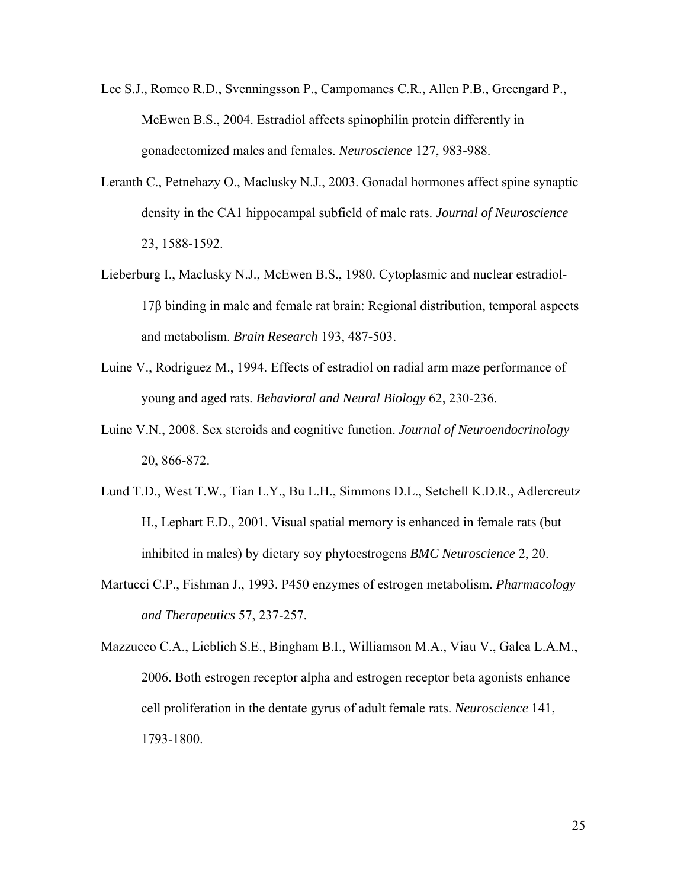Lee S.J., Romeo R.D., Svenningsson P., Campomanes C.R., Allen P.B., Greengard P., McEwen B.S., 2004. Estradiol affects spinophilin protein differently in gonadectomized males and females. *Neuroscience* 127, 983-988.

Leranth C., Petnehazy O., Maclusky N.J., 2003. Gonadal hormones affect spine synaptic density in the CA1 hippocampal subfield of male rats. *Journal of Neuroscience* 23, 1588-1592.

Lieberburg I., Maclusky N.J., McEwen B.S., 1980. Cytoplasmic and nuclear estradiol-17β binding in male and female rat brain: Regional distribution, temporal aspects and metabolism. *Brain Research* 193, 487-503.

Luine V., Rodriguez M., 1994. Effects of estradiol on radial arm maze performance of young and aged rats. *Behavioral and Neural Biology* 62, 230-236.

Luine V.N., 2008. Sex steroids and cognitive function. *Journal of Neuroendocrinology* 20, 866-872.

Lund T.D., West T.W., Tian L.Y., Bu L.H., Simmons D.L., Setchell K.D.R., Adlercreutz H., Lephart E.D., 2001. Visual spatial memory is enhanced in female rats (but inhibited in males) by dietary soy phytoestrogens *BMC Neuroscience* 2, 20.

Martucci C.P., Fishman J., 1993. P450 enzymes of estrogen metabolism. *Pharmacology and Therapeutics* 57, 237-257.

Mazzucco C.A., Lieblich S.E., Bingham B.I., Williamson M.A., Viau V., Galea L.A.M., 2006. Both estrogen receptor alpha and estrogen receptor beta agonists enhance cell proliferation in the dentate gyrus of adult female rats. *Neuroscience* 141, 1793-1800.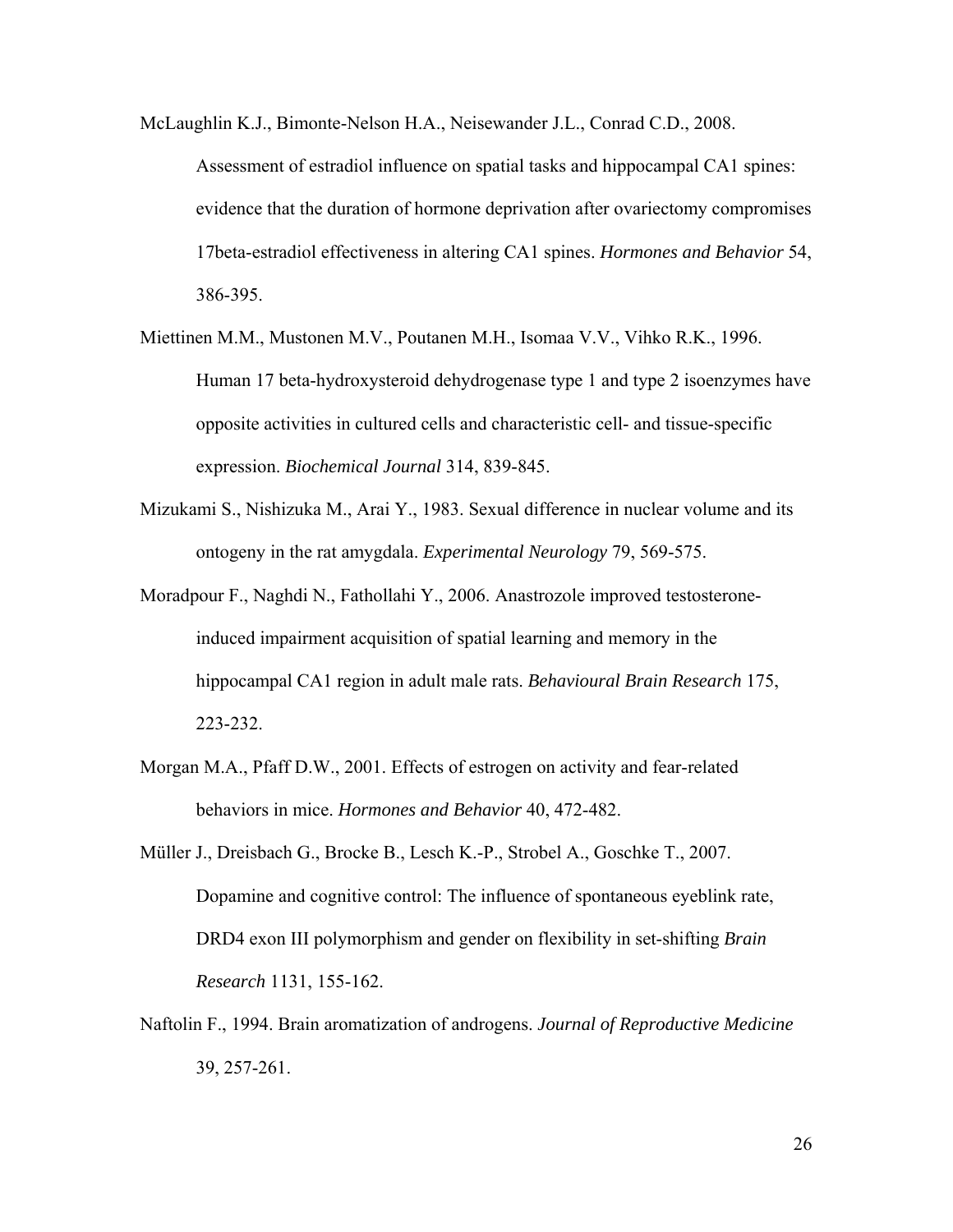McLaughlin K.J., Bimonte-Nelson H.A., Neisewander J.L., Conrad C.D., 2008. Assessment of estradiol influence on spatial tasks and hippocampal CA1 spines: evidence that the duration of hormone deprivation after ovariectomy compromises 17beta-estradiol effectiveness in altering CA1 spines. *Hormones and Behavior* 54, 386-395.

Miettinen M.M., Mustonen M.V., Poutanen M.H., Isomaa V.V., Vihko R.K., 1996. Human 17 beta-hydroxysteroid dehydrogenase type 1 and type 2 isoenzymes have opposite activities in cultured cells and characteristic cell- and tissue-specific expression. *Biochemical Journal* 314, 839-845.

Mizukami S., Nishizuka M., Arai Y., 1983. Sexual difference in nuclear volume and its ontogeny in the rat amygdala. *Experimental Neurology* 79, 569-575.

Moradpour F., Naghdi N., Fathollahi Y., 2006. Anastrozole improved testosterone-induced impairment acquisition of spatial learning and memory in the hippocampal CA1 region in adult male rats. *Behavioural Brain Research* 175, 223-232.

Morgan M.A., Pfaff D.W., 2001. Effects of estrogen on activity and fear-related behaviors in mice. *Hormones and Behavior* 40, 472-482.

Müller J., Dreisbach G., Brocke B., Lesch K.-P., Strobel A., Goschke T., 2007. Dopamine and cognitive control: The influence of spontaneous eyeblink rate, DRD4 exon III polymorphism and gender on flexibility in set-shifting *Brain Research* 1131, 155-162.

Naftolin F., 1994. Brain aromatization of androgens. *Journal of Reproductive Medicine* 39, 257-261.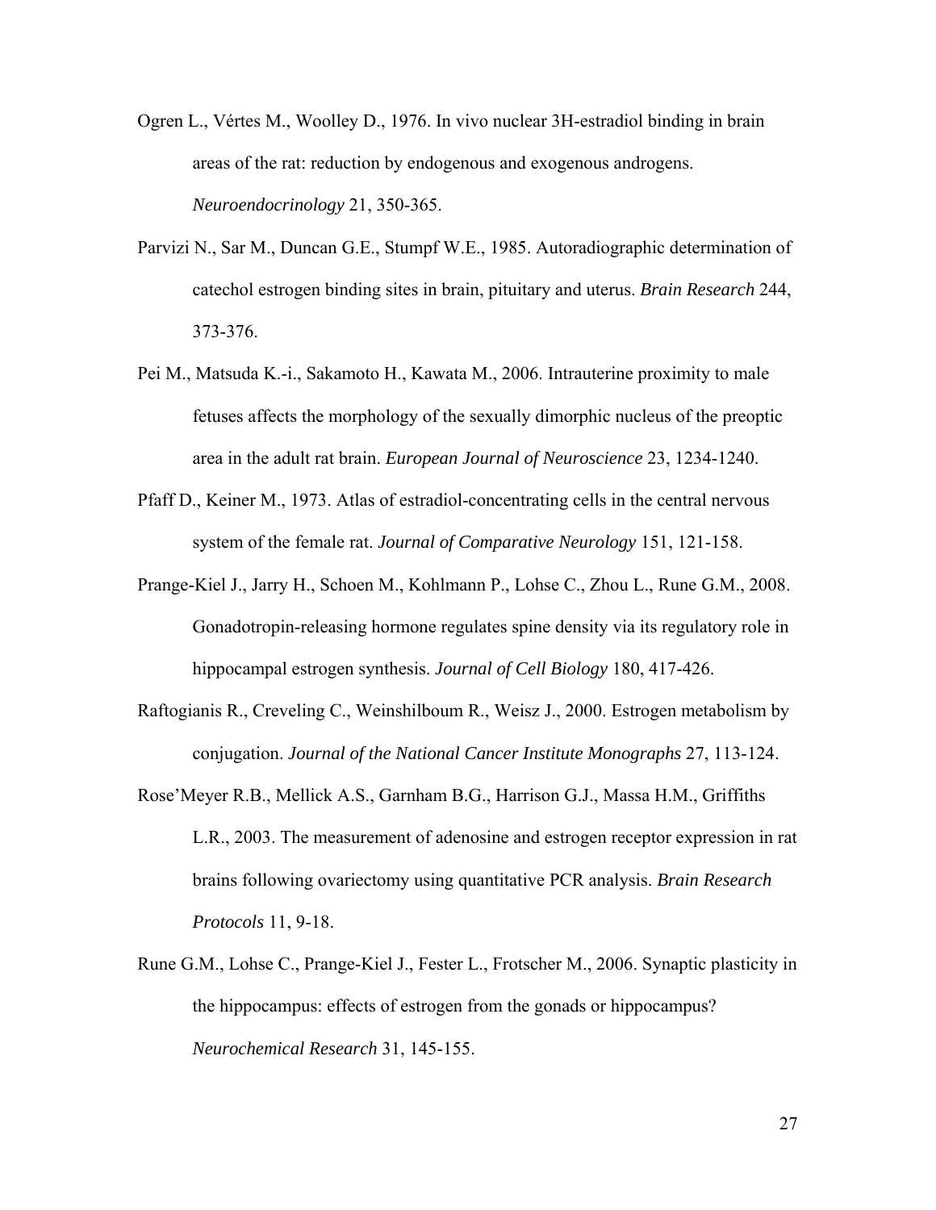Ogren L., Vértes M., Woolley D., 1976. In vivo nuclear 3H-estradiol binding in brain areas of the rat: reduction by endogenous and exogenous androgens. *Neuroendocrinology* 21, 350-365.

Parvizi N., Sar M., Duncan G.E., Stumpf W.E., 1985. Autoradiographic determination of catechol estrogen binding sites in brain, pituitary and uterus. *Brain Research* 244, 373-376.

Pei M., Matsuda K.-i., Sakamoto H., Kawata M., 2006. Intrauterine proximity to male fetuses affects the morphology of the sexually dimorphic nucleus of the preoptic area in the adult rat brain. *European Journal of Neuroscience* 23, 1234-1240.

Pfaff D., Keiner M., 1973. Atlas of estradiol-concentrating cells in the central nervous system of the female rat. *Journal of Comparative Neurology* 151, 121-158.

Prange-Kiel J., Jarry H., Schoen M., Kohlmann P., Lohse C., Zhou L., Rune G.M., 2008. Gonadotropin-releasing hormone regulates spine density via its regulatory role in hippocampal estrogen synthesis. *Journal of Cell Biology* 180, 417-426.

Raftogianis R., Creveling C., Weinshilboum R., Weisz J., 2000. Estrogen metabolism by conjugation. *Journal of the National Cancer Institute Monographs* 27, 113-124.

Rose'Meyer R.B., Mellick A.S., Garnham B.G., Harrison G.J., Massa H.M., Griffiths L.R., 2003. The measurement of adenosine and estrogen receptor expression in rat brains following ovariectomy using quantitative PCR analysis. *Brain Research Protocols* 11, 9-18.

Rune G.M., Lohse C., Prange-Kiel J., Fester L., Frotscher M., 2006. Synaptic plasticity in the hippocampus: effects of estrogen from the gonads or hippocampus? *Neurochemical Research* 31, 145-155.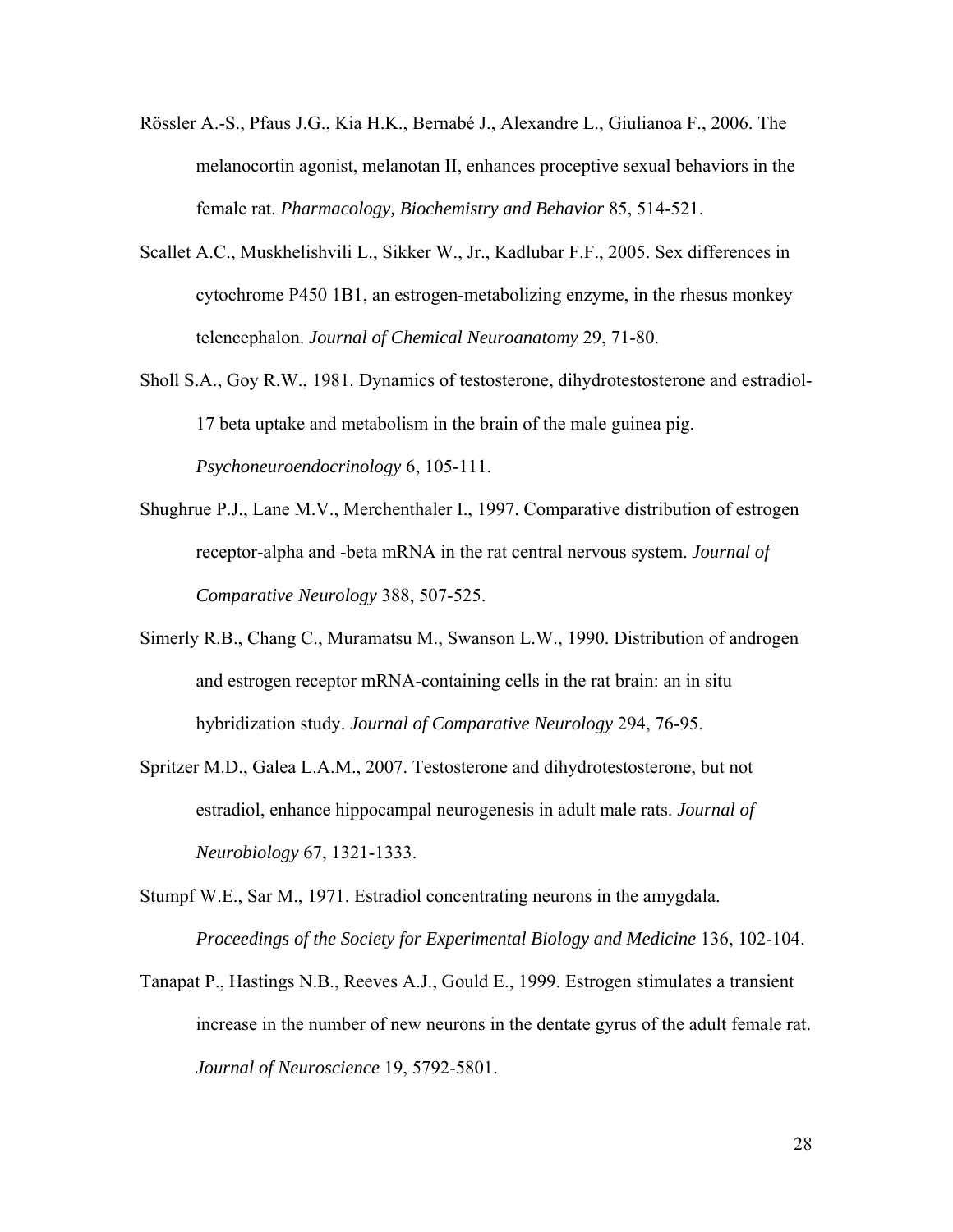Rössler A.-S., Pfaus J.G., Kia H.K., Bernabé J., Alexandre L., Giulianoa F., 2006. The melanocortin agonist, melanotan II, enhances proceptive sexual behaviors in the female rat. *Pharmacology, Biochemistry and Behavior* 85, 514-521.

Scallet A.C., Muskhelishvili L., Sikker W., Jr., Kadlubar F.F., 2005. Sex differences in cytochrome P450 1B1, an estrogen-metabolizing enzyme, in the rhesus monkey telencephalon. *Journal of Chemical Neuroanatomy* 29, 71-80.

Sholl S.A., Goy R.W., 1981. Dynamics of testosterone, dihydrotestosterone and estradiol-17 beta uptake and metabolism in the brain of the male guinea pig. *Psychoneuroendocrinology* 6, 105-111.

Shughrue P.J., Lane M.V., Merchenthaler I., 1997. Comparative distribution of estrogen receptor-alpha and -beta mRNA in the rat central nervous system. *Journal of Comparative Neurology* 388, 507-525.

Simerly R.B., Chang C., Muramatsu M., Swanson L.W., 1990. Distribution of androgen and estrogen receptor mRNA-containing cells in the rat brain: an in situ hybridization study. *Journal of Comparative Neurology* 294, 76-95.

Spritzer M.D., Galea L.A.M., 2007. Testosterone and dihydrotestosterone, but not estradiol, enhance hippocampal neurogenesis in adult male rats. *Journal of Neurobiology* 67, 1321-1333.

Stumpf W.E., Sar M., 1971. Estradiol concentrating neurons in the amygdala. *Proceedings of the Society for Experimental Biology and Medicine* 136, 102-104.

Tanapat P., Hastings N.B., Reeves A.J., Gould E., 1999. Estrogen stimulates a transient increase in the number of new neurons in the dentate gyrus of the adult female rat. *Journal of Neuroscience* 19, 5792-5801.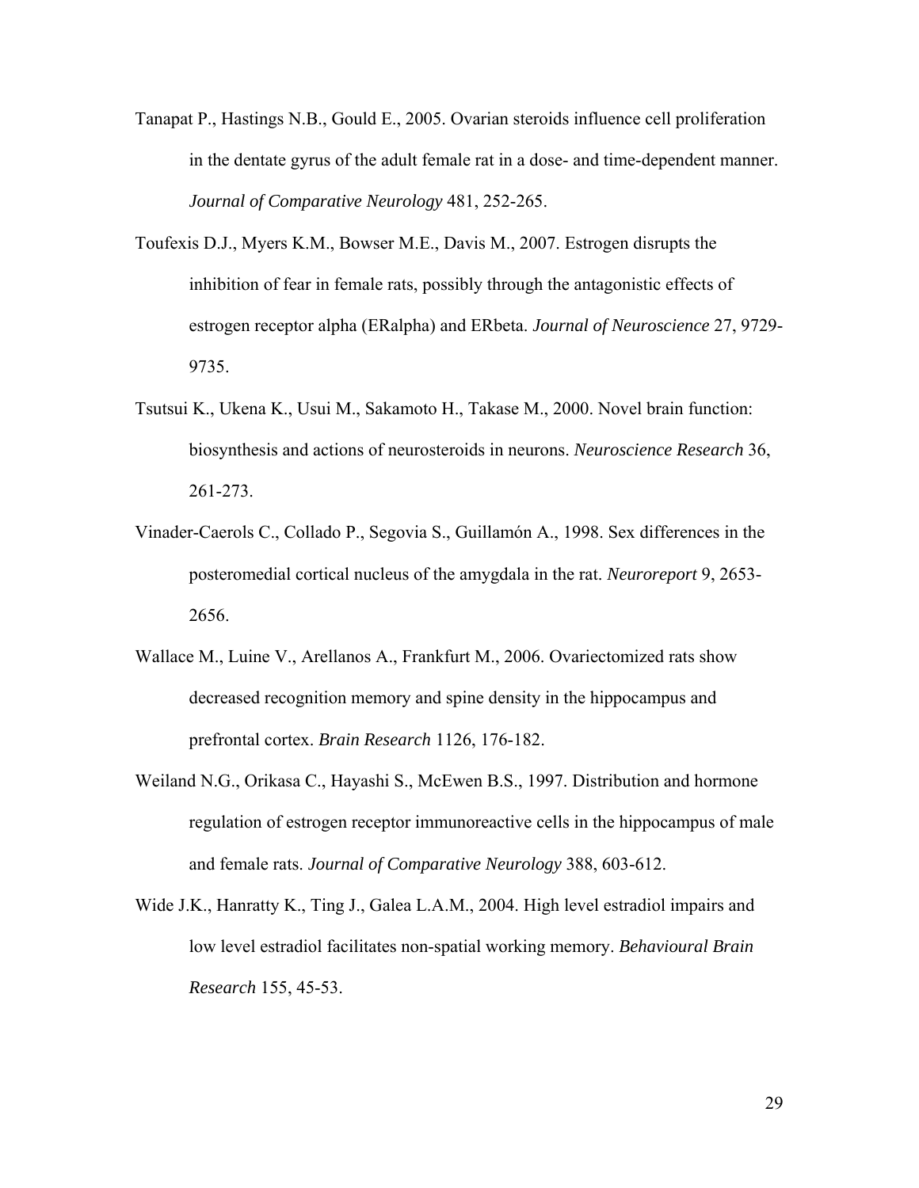Tanapat P., Hastings N.B., Gould E., 2005. Ovarian steroids influence cell proliferation in the dentate gyrus of the adult female rat in a dose- and time-dependent manner. *Journal of Comparative Neurology* 481, 252-265.

Toufexis D.J., Myers K.M., Bowser M.E., Davis M., 2007. Estrogen disrupts the inhibition of fear in female rats, possibly through the antagonistic effects of estrogen receptor alpha (ERalpha) and ERbeta. *Journal of Neuroscience* 27, 9729-9735.

Tsutsui K., Ukena K., Usui M., Sakamoto H., Takase M., 2000. Novel brain function: biosynthesis and actions of neurosteroids in neurons. *Neuroscience Research* 36, 261-273.

Vinader-Caerols C., Collado P., Segovia S., Guillamón A., 1998. Sex differences in the posteromedial cortical nucleus of the amygdala in the rat. *Neuroreport* 9, 2653-2656.

Wallace M., Luine V., Arellanos A., Frankfurt M., 2006. Ovariectomized rats show decreased recognition memory and spine density in the hippocampus and prefrontal cortex. *Brain Research* 1126, 176-182.

Weiland N.G., Orikasa C., Hayashi S., McEwen B.S., 1997. Distribution and hormone regulation of estrogen receptor immunoreactive cells in the hippocampus of male and female rats. *Journal of Comparative Neurology* 388, 603-612.

Wide J.K., Hanratty K., Ting J., Galea L.A.M., 2004. High level estradiol impairs and low level estradiol facilitates non-spatial working memory. *Behavioural Brain Research* 155, 45-53.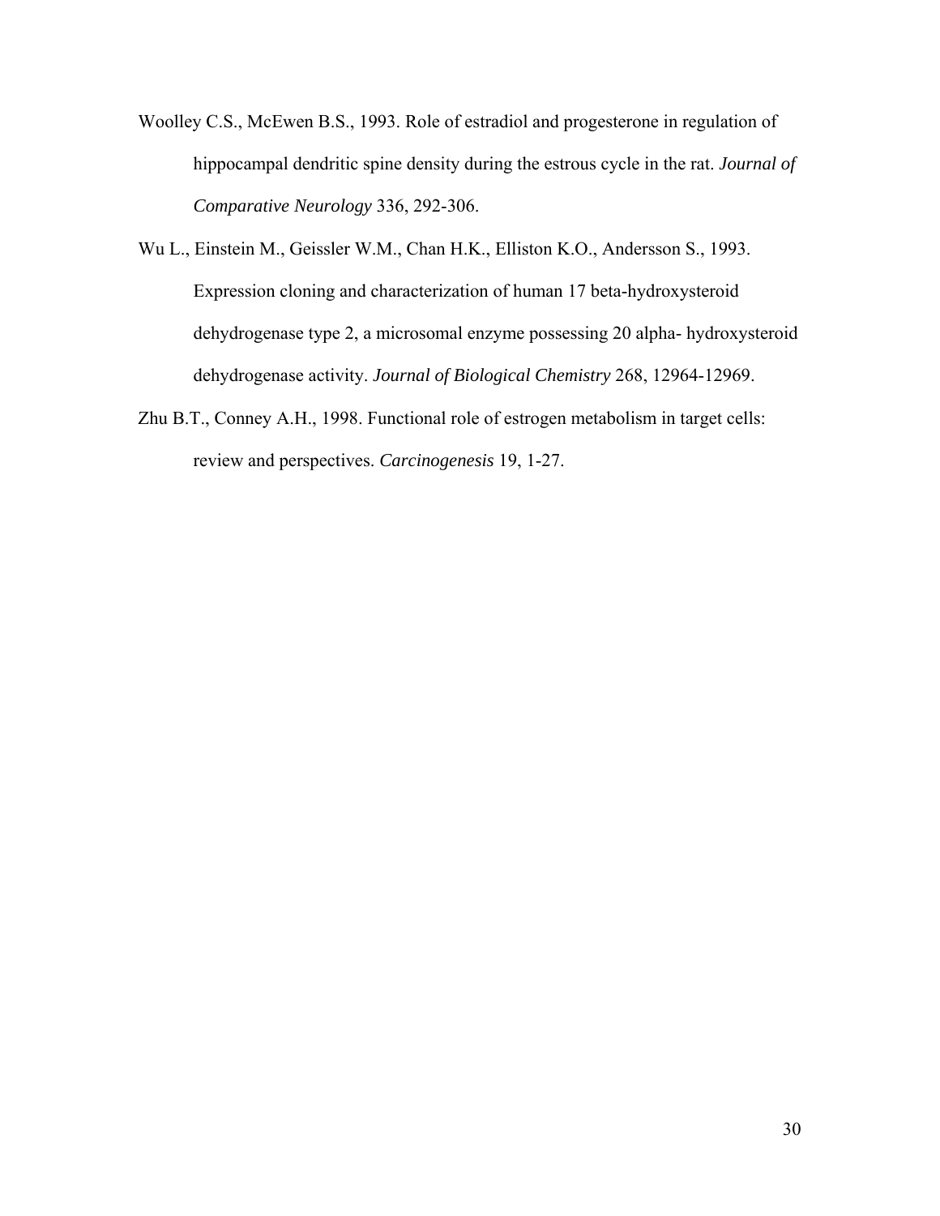Woolley C.S., McEwen B.S., 1993. Role of estradiol and progesterone in regulation of hippocampal dendritic spine density during the estrous cycle in the rat. *Journal of Comparative Neurology* 336, 292-306.

Wu L., Einstein M., Geissler W.M., Chan H.K., Elliston K.O., Andersson S., 1993. Expression cloning and characterization of human 17 beta-hydroxysteroid dehydrogenase type 2, a microsomal enzyme possessing 20 alpha- hydroxysteroid dehydrogenase activity. *Journal of Biological Chemistry* 268, 12964-12969.

Zhu B.T., Conney A.H., 1998. Functional role of estrogen metabolism in target cells: review and perspectives. *Carcinogenesis* 19, 1-27.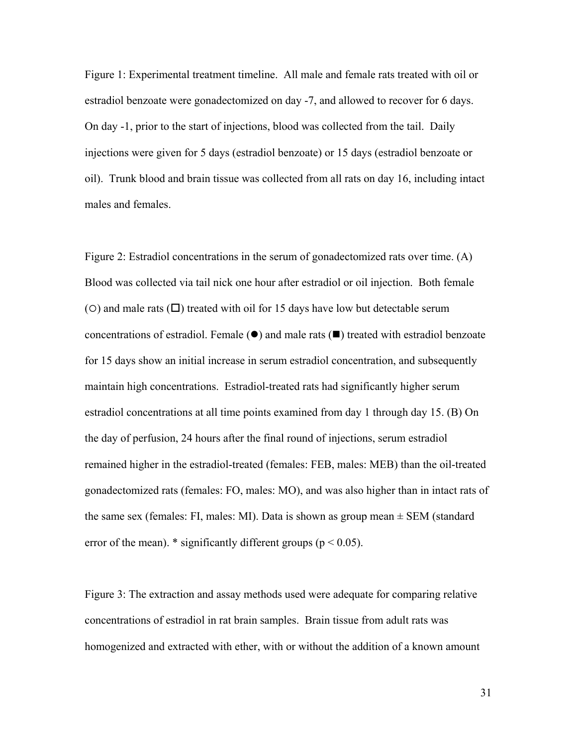Figure 1: Experimental treatment timeline. All male and female rats treated with oil or estradiol benzoate were gonadectomized on day -7, and allowed to recover for 6 days. On day -1, prior to the start of injections, blood was collected from the tail. Daily injections were given for 5 days (estradiol benzoate) or 15 days (estradiol benzoate or oil). Trunk blood and brain tissue was collected from all rats on day 16, including intact males and females.

Figure 2: Estradiol concentrations in the serum of gonadectomized rats over time. (A) Blood was collected via tail nick one hour after estradiol or oil injection. Both female (○) and male rats (□) treated with oil for 15 days have low but detectable serum concentrations of estradiol. Female (●) and male rats (■) treated with estradiol benzoate for 15 days show an initial increase in serum estradiol concentration, and subsequently maintain high concentrations. Estradiol-treated rats had significantly higher serum estradiol concentrations at all time points examined from day 1 through day 15. (B) On the day of perfusion, 24 hours after the final round of injections, serum estradiol remained higher in the estradiol-treated (females: FEB, males: MEB) than the oil-treated gonadectomized rats (females: FO, males: MO), and was also higher than in intact rats of the same sex (females: FI, males: MI). Data is shown as group mean ± SEM (standard error of the mean). * significantly different groups ($p < 0.05$).

Figure 3: The extraction and assay methods used were adequate for comparing relative concentrations of estradiol in rat brain samples. Brain tissue from adult rats was homogenized and extracted with ether, with or without the addition of a known amount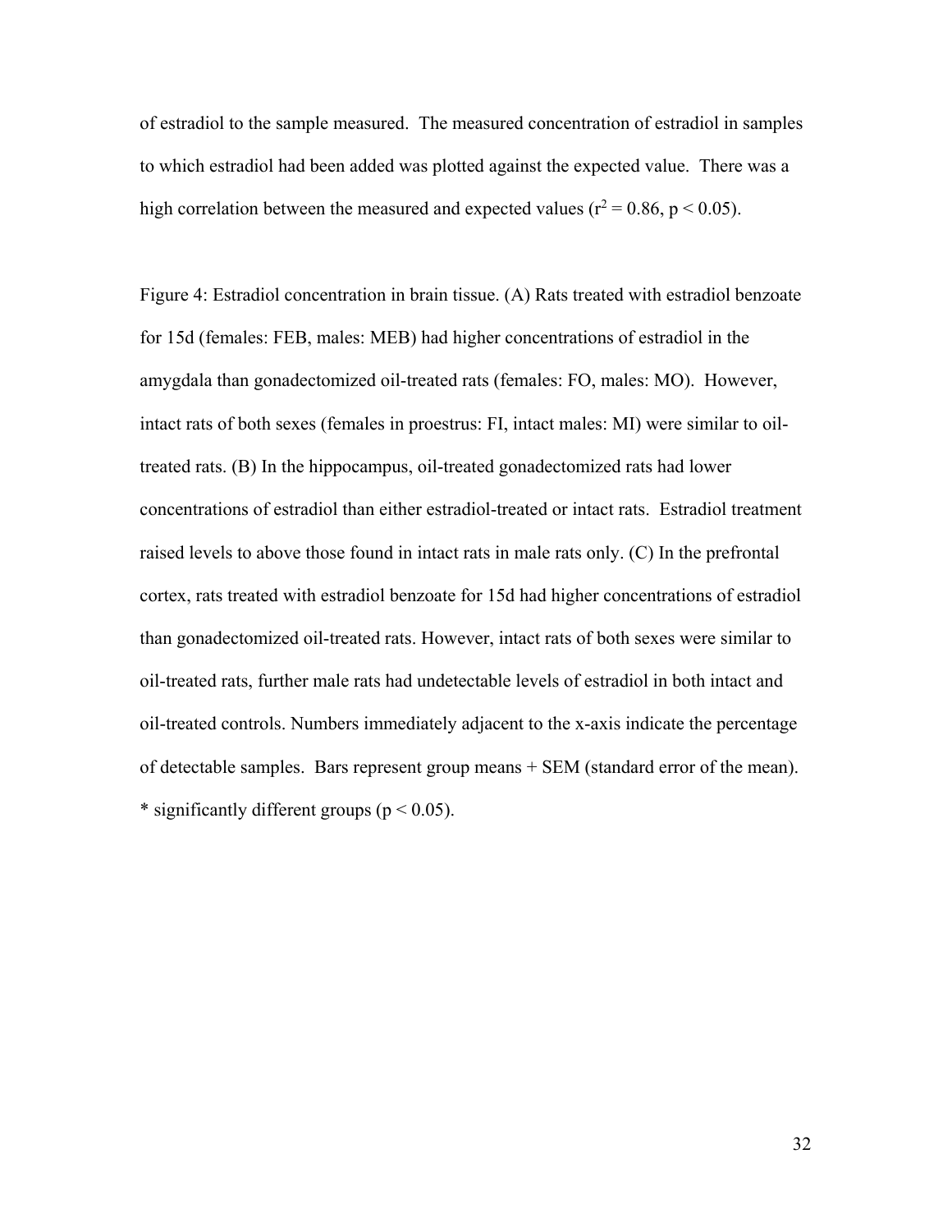of estradiol to the sample measured. The measured concentration of estradiol in samples to which estradiol had been added was plotted against the expected value. There was a high correlation between the measured and expected values ($r^2 = 0.86$, $p < 0.05$).

Figure 4: Estradiol concentration in brain tissue. (A) Rats treated with estradiol benzoate for 15d (females: FEB, males: MEB) had higher concentrations of estradiol in the amygdala than gonadectomized oil-treated rats (females: FO, males: MO). However, intact rats of both sexes (females in proestrus: FI, intact males: MI) were similar to oil-treated rats. (B) In the hippocampus, oil-treated gonadectomized rats had lower concentrations of estradiol than either estradiol-treated or intact rats. Estradiol treatment raised levels to above those found in intact rats in male rats only. (C) In the prefrontal cortex, rats treated with estradiol benzoate for 15d had higher concentrations of estradiol than gonadectomized oil-treated rats. However, intact rats of both sexes were similar to oil-treated rats, further male rats had undetectable levels of estradiol in both intact and oil-treated controls. Numbers immediately adjacent to the x-axis indicate the percentage of detectable samples. Bars represent group means + SEM (standard error of the mean). * significantly different groups ($p < 0.05$).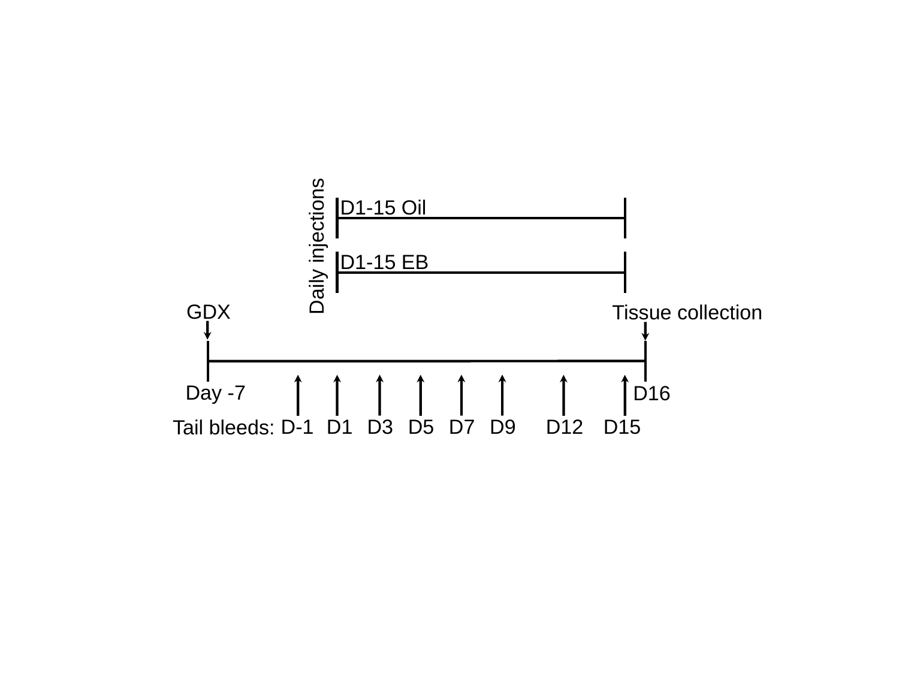Daily injections

D1-15 Oil

D1-15 EB

GDX

Tissue collection

Day -7

D16

Tail bleeds: D-1 D1 D3 D5 D7 D9 D12 D15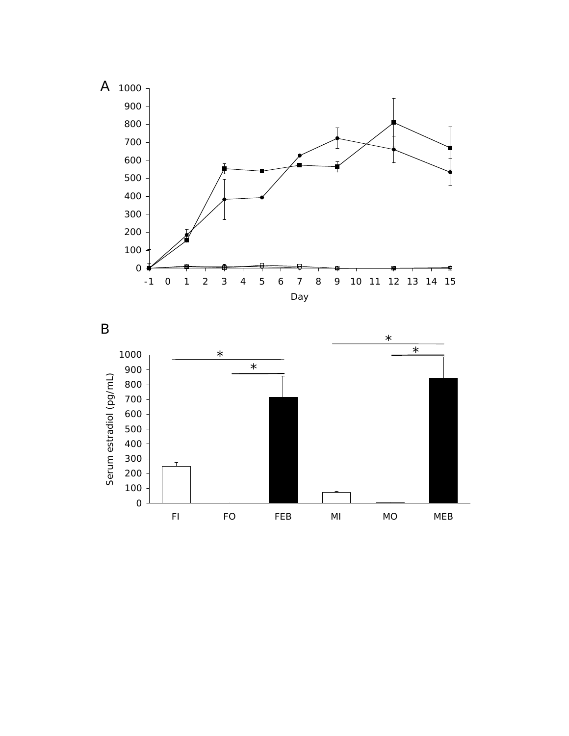A

1000
900
800
700
600
500
400
300
200
100
0

-1 0 1 2 3 4 5 6 7 8 9 10 11 12 13 14 15

Day

B

Serum estradiol (pg/mL)

1000
900
800
700
600
500
400
300
200
100
0

FI FO FEB MI MO MEB

*
*
*
*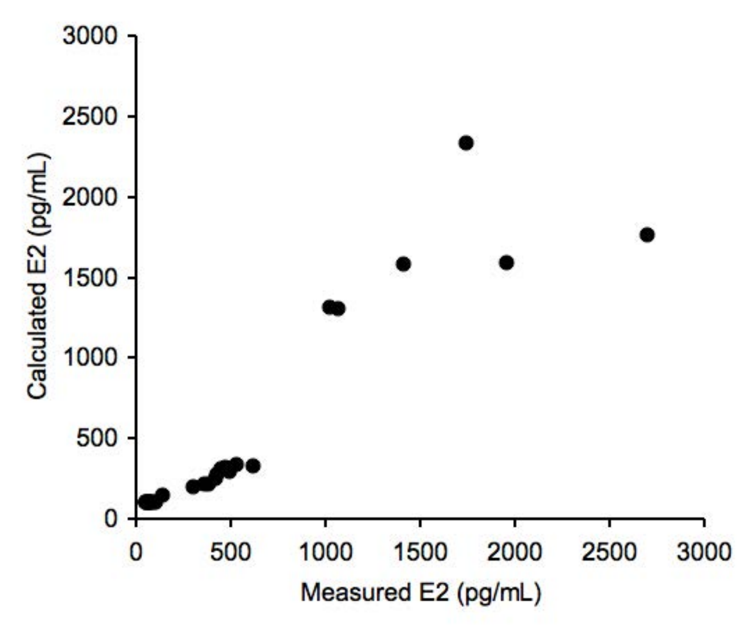Calculated E2 (pg/mL)

Measured E2 (pg/mL)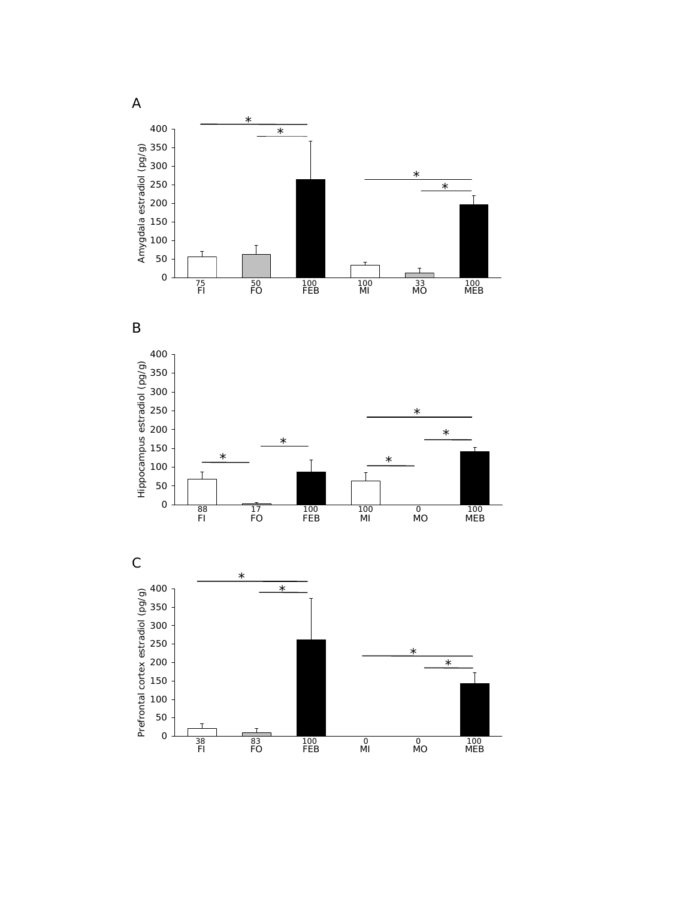A

400
350
300
250
200
150
100
50
0

Amygdala estradiol (pg/g)

*
*
*
*

75 FI
50 FO
100 FEB
100 MI
33 MO
100 MEB

B

400
350
300
250
200
150
100
50
0

Hippocampus estradiol (pg/g)

*
*
*
*
*

88 FI
17 FO
100 FEB
100 MI
0 MO
100 MEB

C

400
350
300
250
200
150
100
50
0

Prefrontal cortex estradiol (pg/g)

*
*
*
*

38 FI
83 FO
100 FEB
0 MI
0 MO
100 MEB